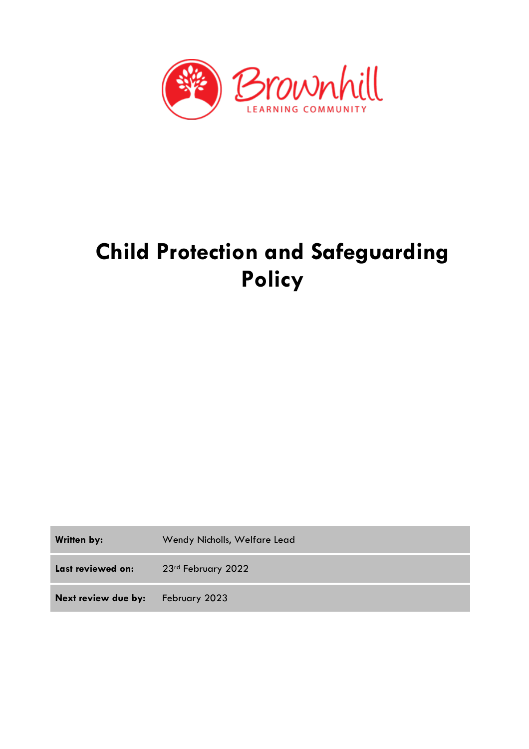Brownhill

LEARNING COMMUNITY

# Child Protection and Safeguarding Policy

| | |
|---|---|
| **Written by:** | Wendy Nicholls, Welfare Lead |
| **Last reviewed on:** | 23rd February 2022 |
| **Next review due by:** | February 2023 |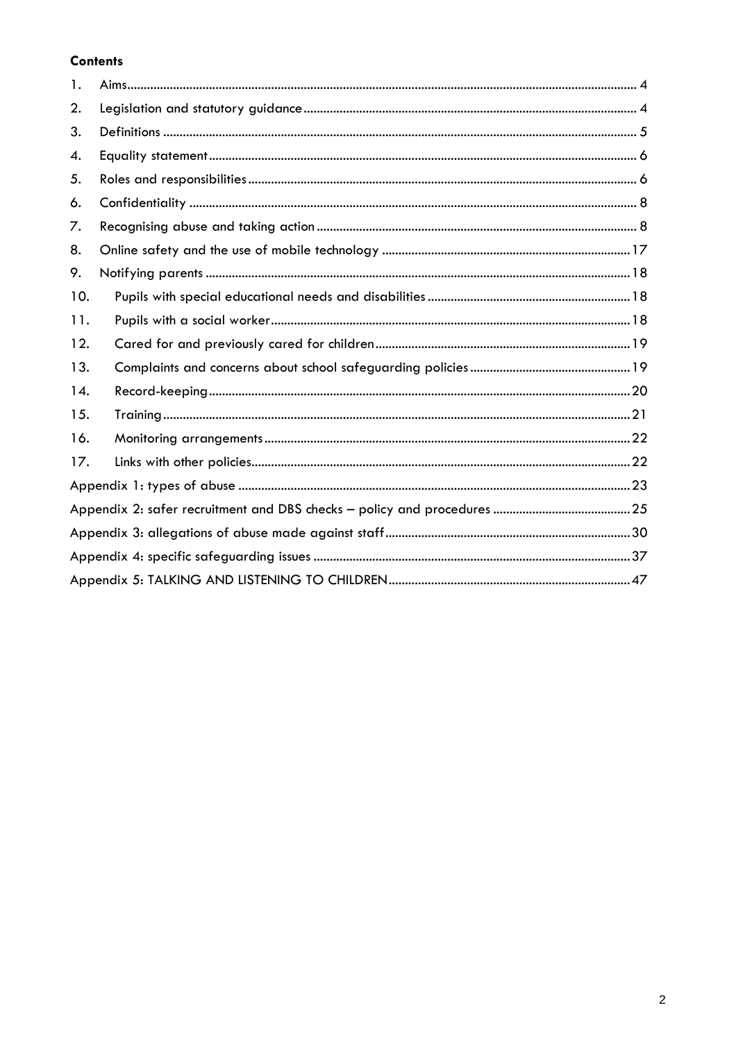**Contents**

1. Aims ........ 4
2. Legislation and statutory guidance ........ 4
3. Definitions ........ 5
4. Equality statement ........ 6
5. Roles and responsibilities ........ 6
6. Confidentiality ........ 8
7. Recognising abuse and taking action ........ 8
8. Online safety and the use of mobile technology ........ 17
9. Notifying parents ........ 18
10. Pupils with special educational needs and disabilities ........ 18
11. Pupils with a social worker ........ 18
12. Cared for and previously cared for children ........ 19
13. Complaints and concerns about school safeguarding policies ........ 19
14. Record-keeping ........ 20
15. Training ........ 21
16. Monitoring arrangements ........ 22
17. Links with other policies ........ 22

Appendix 1: types of abuse ........ 23

Appendix 2: safer recruitment and DBS checks – policy and procedures ........ 25

Appendix 3: allegations of abuse made against staff ........ 30

Appendix 4: specific safeguarding issues ........ 37

Appendix 5: TALKING AND LISTENING TO CHILDREN ........ 47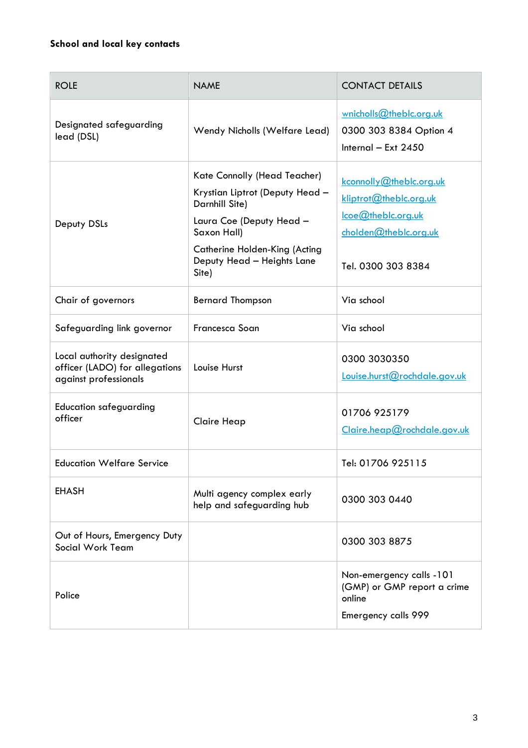**School and local key contacts**

| ROLE | NAME | CONTACT DETAILS |
| --- | --- | --- |
| Designated safeguarding lead (DSL) | Wendy Nicholls (Welfare Lead) | wnicholls@theblc.org.uk<br>0300 303 8384 Option 4<br>Internal – Ext 2450 |
| Deputy DSLs | Kate Connolly (Head Teacher)<br>Krystian Liptrot (Deputy Head – Darnhill Site)<br>Laura Coe (Deputy Head – Saxon Hall)<br>Catherine Holden-King (Acting Deputy Head – Heights Lane Site) | kconnolly@theblc.org.uk<br>kliptrot@theblc.org.uk<br>lcoe@theblc.org.uk<br>cholden@theblc.org.uk<br><br>Tel. 0300 303 8384 |
| Chair of governors | Bernard Thompson | Via school |
| Safeguarding link governor | Francesca Soan | Via school |
| Local authority designated officer (LADO) for allegations against professionals | Louise Hurst | 0300 3030350<br>Louise.hurst@rochdale.gov.uk |
| Education safeguarding officer | Claire Heap | 01706 925179<br>Claire.heap@rochdale.gov.uk |
| Education Welfare Service | | Tel: 01706 925115 |
| EHASH | Multi agency complex early help and safeguarding hub | 0300 303 0440 |
| Out of Hours, Emergency Duty Social Work Team | | 0300 303 8875 |
| Police | | Non-emergency calls -101 (GMP) or GMP report a crime online<br>Emergency calls 999 |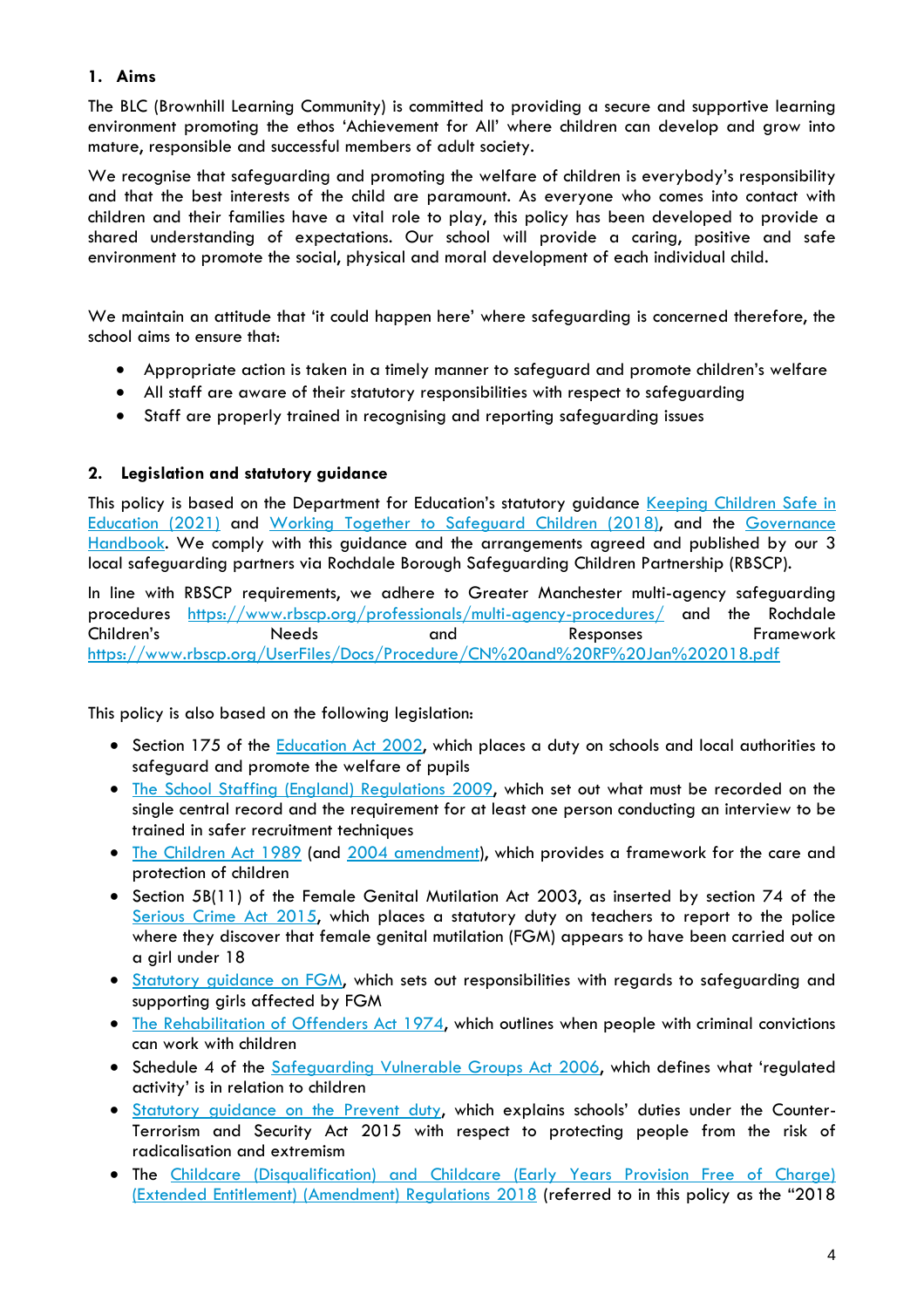## 1. Aims

The BLC (Brownhill Learning Community) is committed to providing a secure and supportive learning environment promoting the ethos 'Achievement for All' where children can develop and grow into mature, responsible and successful members of adult society.

We recognise that safeguarding and promoting the welfare of children is everybody's responsibility and that the best interests of the child are paramount. As everyone who comes into contact with children and their families have a vital role to play, this policy has been developed to provide a shared understanding of expectations. Our school will provide a caring, positive and safe environment to promote the social, physical and moral development of each individual child.

We maintain an attitude that 'it could happen here' where safeguarding is concerned therefore, the school aims to ensure that:

- Appropriate action is taken in a timely manner to safeguard and promote children's welfare
- All staff are aware of their statutory responsibilities with respect to safeguarding
- Staff are properly trained in recognising and reporting safeguarding issues

## 2. Legislation and statutory guidance

This policy is based on the Department for Education's statutory guidance Keeping Children Safe in Education (2021) and Working Together to Safeguard Children (2018), and the Governance Handbook. We comply with this guidance and the arrangements agreed and published by our 3 local safeguarding partners via Rochdale Borough Safeguarding Children Partnership (RBSCP).

In line with RBSCP requirements, we adhere to Greater Manchester multi-agency safeguarding procedures https://www.rbscp.org/professionals/multi-agency-procedures/ and the Rochdale Children's Needs and Responses Framework https://www.rbscp.org/UserFiles/Docs/Procedure/CN%20and%20RF%20Jan%202018.pdf

This policy is also based on the following legislation:

- Section 175 of the Education Act 2002, which places a duty on schools and local authorities to safeguard and promote the welfare of pupils
- The School Staffing (England) Regulations 2009, which set out what must be recorded on the single central record and the requirement for at least one person conducting an interview to be trained in safer recruitment techniques
- The Children Act 1989 (and 2004 amendment), which provides a framework for the care and protection of children
- Section 5B(11) of the Female Genital Mutilation Act 2003, as inserted by section 74 of the Serious Crime Act 2015, which places a statutory duty on teachers to report to the police where they discover that female genital mutilation (FGM) appears to have been carried out on a girl under 18
- Statutory guidance on FGM, which sets out responsibilities with regards to safeguarding and supporting girls affected by FGM
- The Rehabilitation of Offenders Act 1974, which outlines when people with criminal convictions can work with children
- Schedule 4 of the Safeguarding Vulnerable Groups Act 2006, which defines what 'regulated activity' is in relation to children
- Statutory guidance on the Prevent duty, which explains schools' duties under the Counter-Terrorism and Security Act 2015 with respect to protecting people from the risk of radicalisation and extremism
- The Childcare (Disqualification) and Childcare (Early Years Provision Free of Charge) (Extended Entitlement) (Amendment) Regulations 2018 (referred to in this policy as the "2018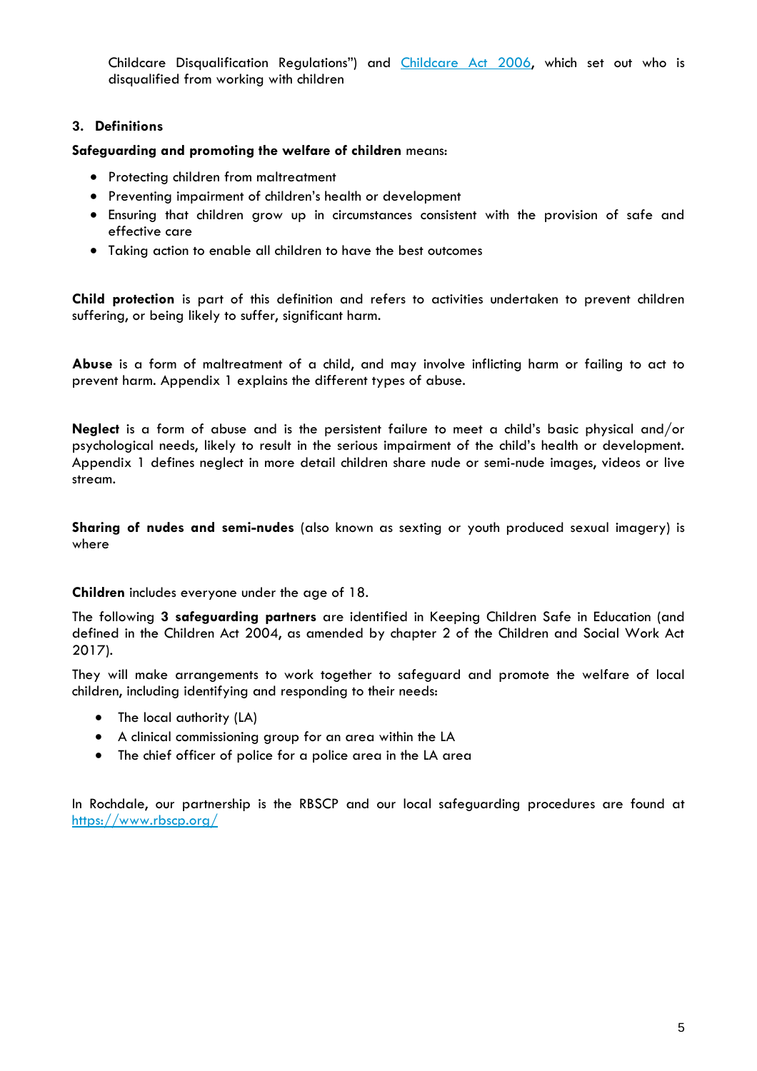Childcare Disqualification Regulations") and [Childcare Act 2006](), which set out who is disqualified from working with children

### 3. Definitions

**Safeguarding and promoting the welfare of children** means:

- Protecting children from maltreatment
- Preventing impairment of children's health or development
- Ensuring that children grow up in circumstances consistent with the provision of safe and effective care
- Taking action to enable all children to have the best outcomes

**Child protection** is part of this definition and refers to activities undertaken to prevent children suffering, or being likely to suffer, significant harm.

**Abuse** is a form of maltreatment of a child, and may involve inflicting harm or failing to act to prevent harm. Appendix 1 explains the different types of abuse.

**Neglect** is a form of abuse and is the persistent failure to meet a child's basic physical and/or psychological needs, likely to result in the serious impairment of the child's health or development. Appendix 1 defines neglect in more detail children share nude or semi-nude images, videos or live stream.

**Sharing of nudes and semi-nudes** (also known as sexting or youth produced sexual imagery) is where

**Children** includes everyone under the age of 18.

The following **3 safeguarding partners** are identified in Keeping Children Safe in Education (and defined in the Children Act 2004, as amended by chapter 2 of the Children and Social Work Act 2017).

They will make arrangements to work together to safeguard and promote the welfare of local children, including identifying and responding to their needs:

- The local authority (LA)
- A clinical commissioning group for an area within the LA
- The chief officer of police for a police area in the LA area

In Rochdale, our partnership is the RBSCP and our local safeguarding procedures are found at [https://www.rbscp.org/](https://www.rbscp.org/)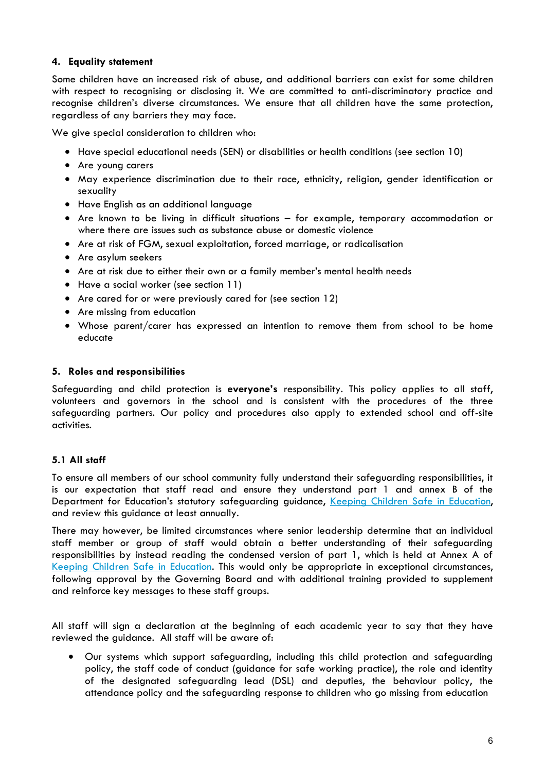### 4. Equality statement

Some children have an increased risk of abuse, and additional barriers can exist for some children with respect to recognising or disclosing it. We are committed to anti-discriminatory practice and recognise children's diverse circumstances. We ensure that all children have the same protection, regardless of any barriers they may face.

We give special consideration to children who:

- Have special educational needs (SEN) or disabilities or health conditions (see section 10)
- Are young carers
- May experience discrimination due to their race, ethnicity, religion, gender identification or sexuality
- Have English as an additional language
- Are known to be living in difficult situations – for example, temporary accommodation or where there are issues such as substance abuse or domestic violence
- Are at risk of FGM, sexual exploitation, forced marriage, or radicalisation
- Are asylum seekers
- Are at risk due to either their own or a family member's mental health needs
- Have a social worker (see section 11)
- Are cared for or were previously cared for (see section 12)
- Are missing from education
- Whose parent/carer has expressed an intention to remove them from school to be home educate

### 5. Roles and responsibilities

Safeguarding and child protection is **everyone's** responsibility. This policy applies to all staff, volunteers and governors in the school and is consistent with the procedures of the three safeguarding partners. Our policy and procedures also apply to extended school and off-site activities.

### 5.1 All staff

To ensure all members of our school community fully understand their safeguarding responsibilities, it is our expectation that staff read and ensure they understand part 1 and annex B of the Department for Education's statutory safeguarding guidance, [Keeping Children Safe in Education](), and review this guidance at least annually.

There may however, be limited circumstances where senior leadership determine that an individual staff member or group of staff would obtain a better understanding of their safeguarding responsibilities by instead reading the condensed version of part 1, which is held at Annex A of [Keeping Children Safe in Education](). This would only be appropriate in exceptional circumstances, following approval by the Governing Board and with additional training provided to supplement and reinforce key messages to these staff groups.

All staff will sign a declaration at the beginning of each academic year to say that they have reviewed the guidance. All staff will be aware of:

- Our systems which support safeguarding, including this child protection and safeguarding policy, the staff code of conduct (guidance for safe working practice), the role and identity of the designated safeguarding lead (DSL) and deputies, the behaviour policy, the attendance policy and the safeguarding response to children who go missing from education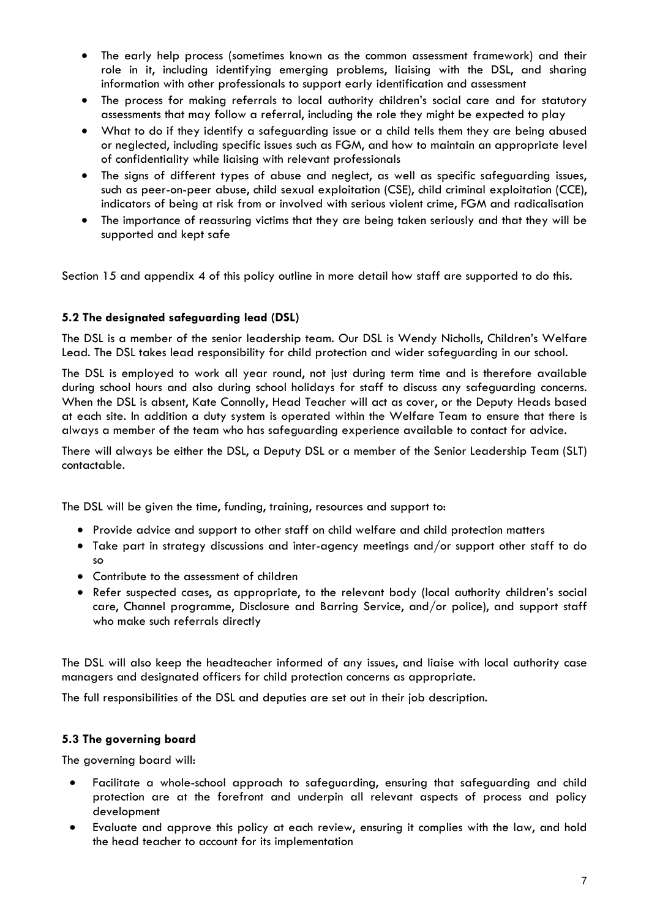- The early help process (sometimes known as the common assessment framework) and their role in it, including identifying emerging problems, liaising with the DSL, and sharing information with other professionals to support early identification and assessment
- The process for making referrals to local authority children's social care and for statutory assessments that may follow a referral, including the role they might be expected to play
- What to do if they identify a safeguarding issue or a child tells them they are being abused or neglected, including specific issues such as FGM, and how to maintain an appropriate level of confidentiality while liaising with relevant professionals
- The signs of different types of abuse and neglect, as well as specific safeguarding issues, such as peer-on-peer abuse, child sexual exploitation (CSE), child criminal exploitation (CCE), indicators of being at risk from or involved with serious violent crime, FGM and radicalisation
- The importance of reassuring victims that they are being taken seriously and that they will be supported and kept safe

Section 15 and appendix 4 of this policy outline in more detail how staff are supported to do this.

### 5.2 The designated safeguarding lead (DSL)

The DSL is a member of the senior leadership team. Our DSL is Wendy Nicholls, Children's Welfare Lead. The DSL takes lead responsibility for child protection and wider safeguarding in our school.

The DSL is employed to work all year round, not just during term time and is therefore available during school hours and also during school holidays for staff to discuss any safeguarding concerns. When the DSL is absent, Kate Connolly, Head Teacher will act as cover, or the Deputy Heads based at each site. In addition a duty system is operated within the Welfare Team to ensure that there is always a member of the team who has safeguarding experience available to contact for advice.

There will always be either the DSL, a Deputy DSL or a member of the Senior Leadership Team (SLT) contactable.

The DSL will be given the time, funding, training, resources and support to:

- Provide advice and support to other staff on child welfare and child protection matters
- Take part in strategy discussions and inter-agency meetings and/or support other staff to do so
- Contribute to the assessment of children
- Refer suspected cases, as appropriate, to the relevant body (local authority children's social care, Channel programme, Disclosure and Barring Service, and/or police), and support staff who make such referrals directly

The DSL will also keep the headteacher informed of any issues, and liaise with local authority case managers and designated officers for child protection concerns as appropriate.

The full responsibilities of the DSL and deputies are set out in their job description.

### 5.3 The governing board

The governing board will:

- Facilitate a whole-school approach to safeguarding, ensuring that safeguarding and child protection are at the forefront and underpin all relevant aspects of process and policy development
- Evaluate and approve this policy at each review, ensuring it complies with the law, and hold the head teacher to account for its implementation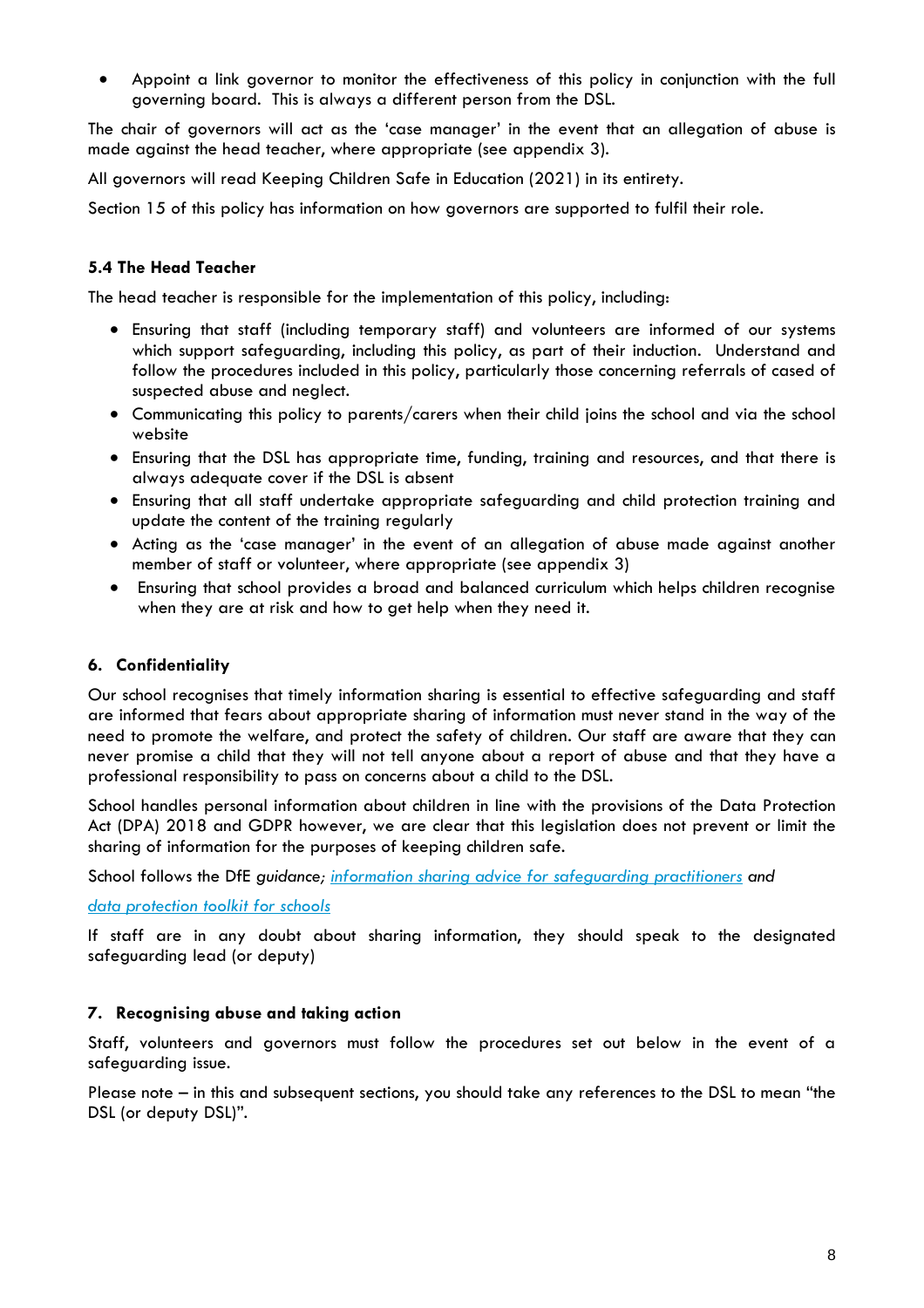- Appoint a link governor to monitor the effectiveness of this policy in conjunction with the full governing board. This is always a different person from the DSL.

The chair of governors will act as the 'case manager' in the event that an allegation of abuse is made against the head teacher, where appropriate (see appendix 3).

All governors will read Keeping Children Safe in Education (2021) in its entirety.

Section 15 of this policy has information on how governors are supported to fulfil their role.

### 5.4 The Head Teacher

The head teacher is responsible for the implementation of this policy, including:

- Ensuring that staff (including temporary staff) and volunteers are informed of our systems which support safeguarding, including this policy, as part of their induction. Understand and follow the procedures included in this policy, particularly those concerning referrals of cased of suspected abuse and neglect.
- Communicating this policy to parents/carers when their child joins the school and via the school website
- Ensuring that the DSL has appropriate time, funding, training and resources, and that there is always adequate cover if the DSL is absent
- Ensuring that all staff undertake appropriate safeguarding and child protection training and update the content of the training regularly
- Acting as the 'case manager' in the event of an allegation of abuse made against another member of staff or volunteer, where appropriate (see appendix 3)
- Ensuring that school provides a broad and balanced curriculum which helps children recognise when they are at risk and how to get help when they need it.

## 6. Confidentiality

Our school recognises that timely information sharing is essential to effective safeguarding and staff are informed that fears about appropriate sharing of information must never stand in the way of the need to promote the welfare, and protect the safety of children. Our staff are aware that they can never promise a child that they will not tell anyone about a report of abuse and that they have a professional responsibility to pass on concerns about a child to the DSL.

School handles personal information about children in line with the provisions of the Data Protection Act (DPA) 2018 and GDPR however, we are clear that this legislation does not prevent or limit the sharing of information for the purposes of keeping children safe.

School follows the DfE *guidance; information sharing advice for safeguarding practitioners and*

*data protection toolkit for schools*

If staff are in any doubt about sharing information, they should speak to the designated safeguarding lead (or deputy)

## 7. Recognising abuse and taking action

Staff, volunteers and governors must follow the procedures set out below in the event of a safeguarding issue.

Please note – in this and subsequent sections, you should take any references to the DSL to mean "the DSL (or deputy DSL)".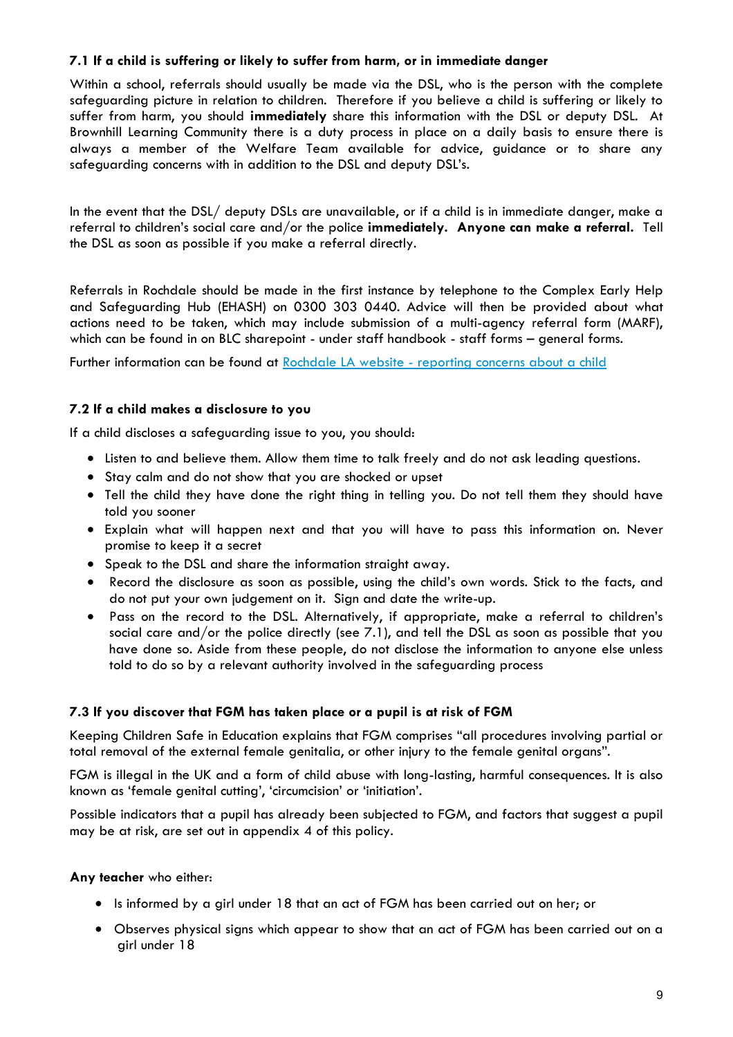### 7.1 If a child is suffering or likely to suffer from harm, or in immediate danger

Within a school, referrals should usually be made via the DSL, who is the person with the complete safeguarding picture in relation to children. Therefore if you believe a child is suffering or likely to suffer from harm, you should **immediately** share this information with the DSL or deputy DSL. At Brownhill Learning Community there is a duty process in place on a daily basis to ensure there is always a member of the Welfare Team available for advice, guidance or to share any safeguarding concerns with in addition to the DSL and deputy DSL's.

In the event that the DSL/ deputy DSLs are unavailable, or if a child is in immediate danger, make a referral to children's social care and/or the police **immediately. Anyone can make a referral.** Tell the DSL as soon as possible if you make a referral directly.

Referrals in Rochdale should be made in the first instance by telephone to the Complex Early Help and Safeguarding Hub (EHASH) on 0300 303 0440. Advice will then be provided about what actions need to be taken, which may include submission of a multi-agency referral form (MARF), which can be found in on BLC sharepoint - under staff handbook - staff forms – general forms.

Further information can be found at [Rochdale LA website - reporting concerns about a child]()

### 7.2 If a child makes a disclosure to you

If a child discloses a safeguarding issue to you, you should:

- Listen to and believe them. Allow them time to talk freely and do not ask leading questions.
- Stay calm and do not show that you are shocked or upset
- Tell the child they have done the right thing in telling you. Do not tell them they should have told you sooner
- Explain what will happen next and that you will have to pass this information on. Never promise to keep it a secret
- Speak to the DSL and share the information straight away.
- Record the disclosure as soon as possible, using the child's own words. Stick to the facts, and do not put your own judgement on it. Sign and date the write-up.
- Pass on the record to the DSL. Alternatively, if appropriate, make a referral to children's social care and/or the police directly (see 7.1), and tell the DSL as soon as possible that you have done so. Aside from these people, do not disclose the information to anyone else unless told to do so by a relevant authority involved in the safeguarding process

### 7.3 If you discover that FGM has taken place or a pupil is at risk of FGM

Keeping Children Safe in Education explains that FGM comprises "all procedures involving partial or total removal of the external female genitalia, or other injury to the female genital organs".

FGM is illegal in the UK and a form of child abuse with long-lasting, harmful consequences. It is also known as 'female genital cutting', 'circumcision' or 'initiation'.

Possible indicators that a pupil has already been subjected to FGM, and factors that suggest a pupil may be at risk, are set out in appendix 4 of this policy.

**Any teacher** who either:

- Is informed by a girl under 18 that an act of FGM has been carried out on her; or
- Observes physical signs which appear to show that an act of FGM has been carried out on a girl under 18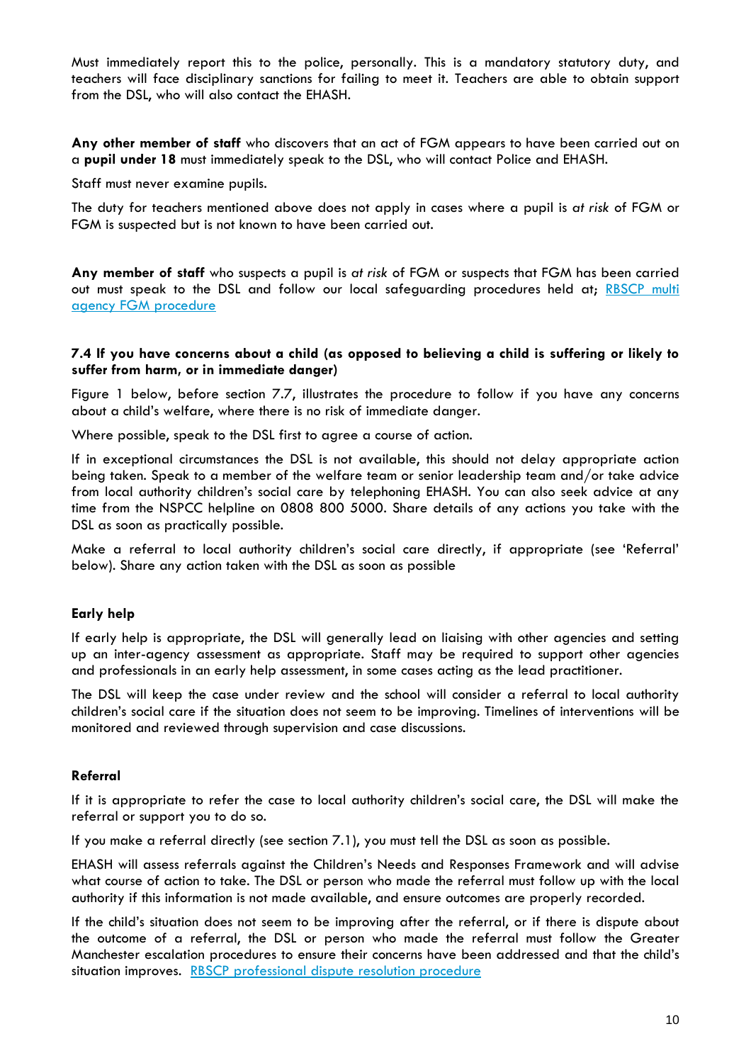Must immediately report this to the police, personally. This is a mandatory statutory duty, and teachers will face disciplinary sanctions for failing to meet it. Teachers are able to obtain support from the DSL, who will also contact the EHASH.

**Any other member of staff** who discovers that an act of FGM appears to have been carried out on a **pupil under 18** must immediately speak to the DSL, who will contact Police and EHASH.

Staff must never examine pupils.

The duty for teachers mentioned above does not apply in cases where a pupil is *at risk* of FGM or FGM is suspected but is not known to have been carried out.

**Any member of staff** who suspects a pupil is *at risk* of FGM or suspects that FGM has been carried out must speak to the DSL and follow our local safeguarding procedures held at; RBSCP multi agency FGM procedure

### 7.4 If you have concerns about a child (as opposed to believing a child is suffering or likely to suffer from harm, or in immediate danger)

Figure 1 below, before section 7.7, illustrates the procedure to follow if you have any concerns about a child's welfare, where there is no risk of immediate danger.

Where possible, speak to the DSL first to agree a course of action.

If in exceptional circumstances the DSL is not available, this should not delay appropriate action being taken. Speak to a member of the welfare team or senior leadership team and/or take advice from local authority children's social care by telephoning EHASH. You can also seek advice at any time from the NSPCC helpline on 0808 800 5000. Share details of any actions you take with the DSL as soon as practically possible.

Make a referral to local authority children's social care directly, if appropriate (see 'Referral' below). Share any action taken with the DSL as soon as possible

#### Early help

If early help is appropriate, the DSL will generally lead on liaising with other agencies and setting up an inter-agency assessment as appropriate. Staff may be required to support other agencies and professionals in an early help assessment, in some cases acting as the lead practitioner.

The DSL will keep the case under review and the school will consider a referral to local authority children's social care if the situation does not seem to be improving. Timelines of interventions will be monitored and reviewed through supervision and case discussions.

#### Referral

If it is appropriate to refer the case to local authority children's social care, the DSL will make the referral or support you to do so.

If you make a referral directly (see section 7.1), you must tell the DSL as soon as possible.

EHASH will assess referrals against the Children's Needs and Responses Framework and will advise what course of action to take. The DSL or person who made the referral must follow up with the local authority if this information is not made available, and ensure outcomes are properly recorded.

If the child's situation does not seem to be improving after the referral, or if there is dispute about the outcome of a referral, the DSL or person who made the referral must follow the Greater Manchester escalation procedures to ensure their concerns have been addressed and that the child's situation improves. RBSCP professional dispute resolution procedure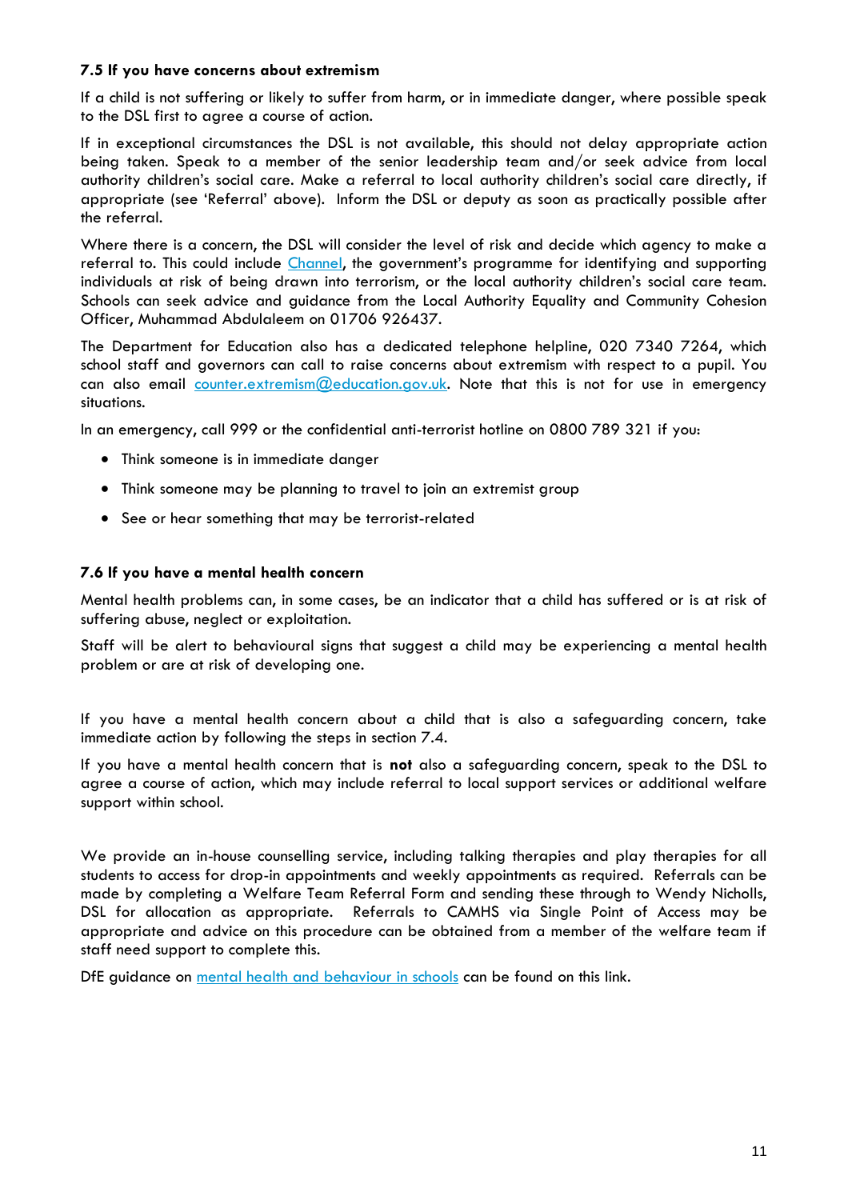### 7.5 If you have concerns about extremism

If a child is not suffering or likely to suffer from harm, or in immediate danger, where possible speak to the DSL first to agree a course of action.

If in exceptional circumstances the DSL is not available, this should not delay appropriate action being taken. Speak to a member of the senior leadership team and/or seek advice from local authority children's social care. Make a referral to local authority children's social care directly, if appropriate (see 'Referral' above). Inform the DSL or deputy as soon as practically possible after the referral.

Where there is a concern, the DSL will consider the level of risk and decide which agency to make a referral to. This could include [Channel](), the government's programme for identifying and supporting individuals at risk of being drawn into terrorism, or the local authority children's social care team. Schools can seek advice and guidance from the Local Authority Equality and Community Cohesion Officer, Muhammad Abdulaleem on 01706 926437.

The Department for Education also has a dedicated telephone helpline, 020 7340 7264, which school staff and governors can call to raise concerns about extremism with respect to a pupil. You can also email [counter.extremism@education.gov.uk](mailto:counter.extremism@education.gov.uk). Note that this is not for use in emergency situations.

In an emergency, call 999 or the confidential anti-terrorist hotline on 0800 789 321 if you:

- Think someone is in immediate danger
- Think someone may be planning to travel to join an extremist group
- See or hear something that may be terrorist-related

### 7.6 If you have a mental health concern

Mental health problems can, in some cases, be an indicator that a child has suffered or is at risk of suffering abuse, neglect or exploitation.

Staff will be alert to behavioural signs that suggest a child may be experiencing a mental health problem or are at risk of developing one.

If you have a mental health concern about a child that is also a safeguarding concern, take immediate action by following the steps in section 7.4.

If you have a mental health concern that is **not** also a safeguarding concern, speak to the DSL to agree a course of action, which may include referral to local support services or additional welfare support within school.

We provide an in-house counselling service, including talking therapies and play therapies for all students to access for drop-in appointments and weekly appointments as required. Referrals can be made by completing a Welfare Team Referral Form and sending these through to Wendy Nicholls, DSL for allocation as appropriate. Referrals to CAMHS via Single Point of Access may be appropriate and advice on this procedure can be obtained from a member of the welfare team if staff need support to complete this.

DfE guidance on [mental health and behaviour in schools]() can be found on this link.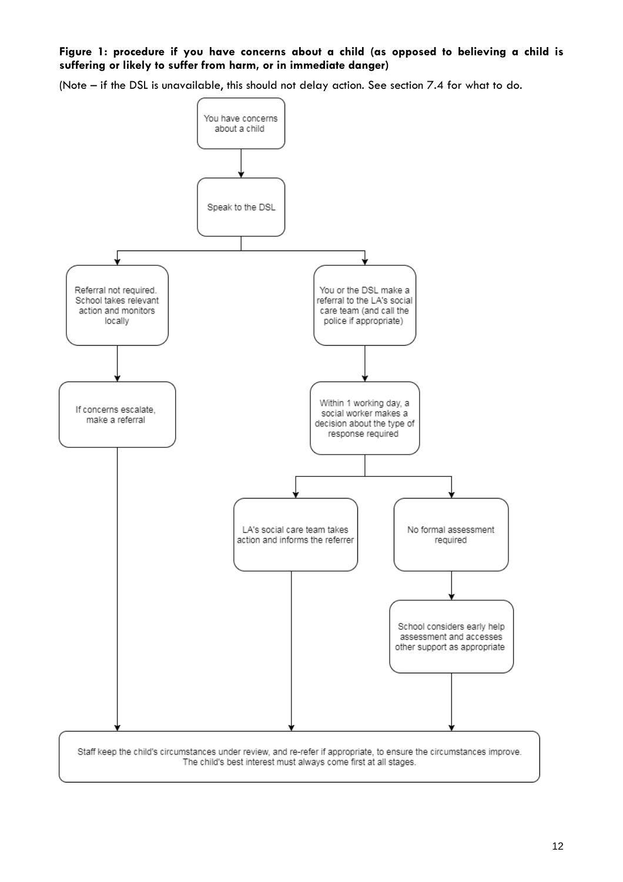**Figure 1: procedure if you have concerns about a child (as opposed to believing a child is suffering or likely to suffer from harm, or in immediate danger)**

(Note – if the DSL is unavailable, this should not delay action. See section 7.4 for what to do.

You have concerns about a child

Speak to the DSL

Referral not required. School takes relevant action and monitors locally

You or the DSL make a referral to the LA's social care team (and call the police if appropriate)

If concerns escalate, make a referral

Within 1 working day, a social worker makes a decision about the type of response required

LA's social care team takes action and informs the referrer

No formal assessment required

School considers early help assessment and accesses other support as appropriate

Staff keep the child's circumstances under review, and re-refer if appropriate, to ensure the circumstances improve. The child's best interest must always come first at all stages.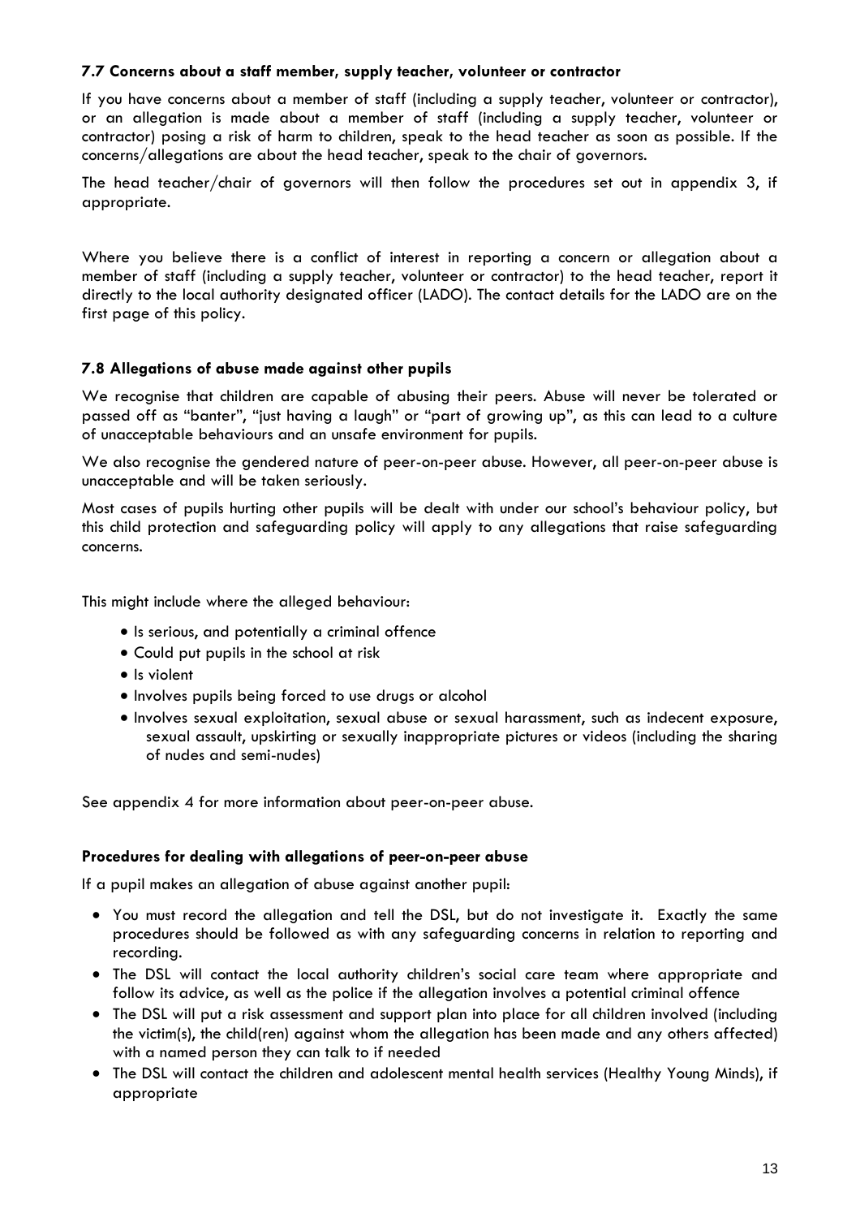### 7.7 Concerns about a staff member, supply teacher, volunteer or contractor

If you have concerns about a member of staff (including a supply teacher, volunteer or contractor), or an allegation is made about a member of staff (including a supply teacher, volunteer or contractor) posing a risk of harm to children, speak to the head teacher as soon as possible. If the concerns/allegations are about the head teacher, speak to the chair of governors.

The head teacher/chair of governors will then follow the procedures set out in appendix 3, if appropriate.

Where you believe there is a conflict of interest in reporting a concern or allegation about a member of staff (including a supply teacher, volunteer or contractor) to the head teacher, report it directly to the local authority designated officer (LADO). The contact details for the LADO are on the first page of this policy.

### 7.8 Allegations of abuse made against other pupils

We recognise that children are capable of abusing their peers. Abuse will never be tolerated or passed off as "banter", "just having a laugh" or "part of growing up", as this can lead to a culture of unacceptable behaviours and an unsafe environment for pupils.

We also recognise the gendered nature of peer-on-peer abuse. However, all peer-on-peer abuse is unacceptable and will be taken seriously.

Most cases of pupils hurting other pupils will be dealt with under our school's behaviour policy, but this child protection and safeguarding policy will apply to any allegations that raise safeguarding concerns.

This might include where the alleged behaviour:

- Is serious, and potentially a criminal offence
- Could put pupils in the school at risk
- Is violent
- Involves pupils being forced to use drugs or alcohol
- Involves sexual exploitation, sexual abuse or sexual harassment, such as indecent exposure, sexual assault, upskirting or sexually inappropriate pictures or videos (including the sharing of nudes and semi-nudes)

See appendix 4 for more information about peer-on-peer abuse.

**Procedures for dealing with allegations of peer-on-peer abuse**

If a pupil makes an allegation of abuse against another pupil:

- You must record the allegation and tell the DSL, but do not investigate it. Exactly the same procedures should be followed as with any safeguarding concerns in relation to reporting and recording.
- The DSL will contact the local authority children's social care team where appropriate and follow its advice, as well as the police if the allegation involves a potential criminal offence
- The DSL will put a risk assessment and support plan into place for all children involved (including the victim(s), the child(ren) against whom the allegation has been made and any others affected) with a named person they can talk to if needed
- The DSL will contact the children and adolescent mental health services (Healthy Young Minds), if appropriate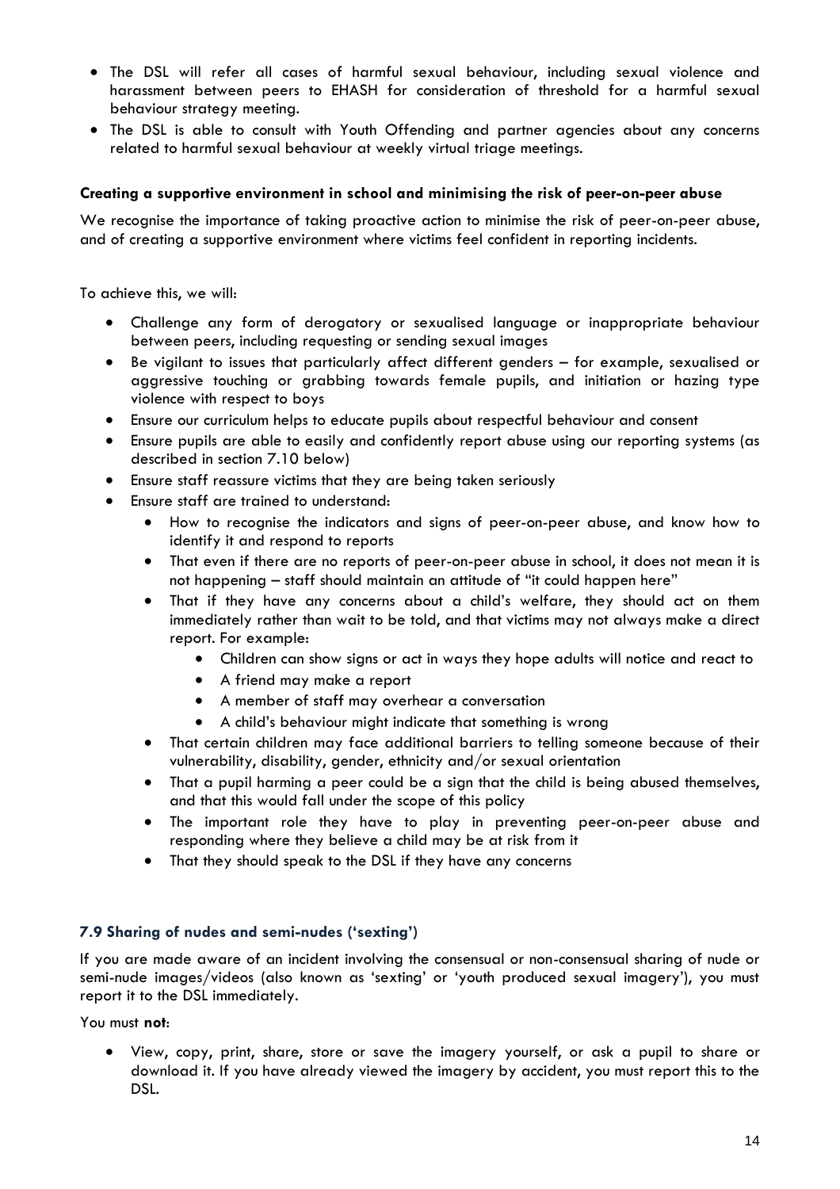- The DSL will refer all cases of harmful sexual behaviour, including sexual violence and harassment between peers to EHASH for consideration of threshold for a harmful sexual behaviour strategy meeting.
- The DSL is able to consult with Youth Offending and partner agencies about any concerns related to harmful sexual behaviour at weekly virtual triage meetings.

**Creating a supportive environment in school and minimising the risk of peer-on-peer abuse**

We recognise the importance of taking proactive action to minimise the risk of peer-on-peer abuse, and of creating a supportive environment where victims feel confident in reporting incidents.

To achieve this, we will:

- Challenge any form of derogatory or sexualised language or inappropriate behaviour between peers, including requesting or sending sexual images
- Be vigilant to issues that particularly affect different genders – for example, sexualised or aggressive touching or grabbing towards female pupils, and initiation or hazing type violence with respect to boys
- Ensure our curriculum helps to educate pupils about respectful behaviour and consent
- Ensure pupils are able to easily and confidently report abuse using our reporting systems (as described in section 7.10 below)
- Ensure staff reassure victims that they are being taken seriously
- Ensure staff are trained to understand:
    - How to recognise the indicators and signs of peer-on-peer abuse, and know how to identify it and respond to reports
    - That even if there are no reports of peer-on-peer abuse in school, it does not mean it is not happening – staff should maintain an attitude of "it could happen here"
    - That if they have any concerns about a child's welfare, they should act on them immediately rather than wait to be told, and that victims may not always make a direct report. For example:
        - Children can show signs or act in ways they hope adults will notice and react to
        - A friend may make a report
        - A member of staff may overhear a conversation
        - A child's behaviour might indicate that something is wrong
    - That certain children may face additional barriers to telling someone because of their vulnerability, disability, gender, ethnicity and/or sexual orientation
    - That a pupil harming a peer could be a sign that the child is being abused themselves, and that this would fall under the scope of this policy
    - The important role they have to play in preventing peer-on-peer abuse and responding where they believe a child may be at risk from it
    - That they should speak to the DSL if they have any concerns

### 7.9 Sharing of nudes and semi-nudes ('sexting')

If you are made aware of an incident involving the consensual or non-consensual sharing of nude or semi-nude images/videos (also known as 'sexting' or 'youth produced sexual imagery'), you must report it to the DSL immediately.

You must **not**:

- View, copy, print, share, store or save the imagery yourself, or ask a pupil to share or download it. If you have already viewed the imagery by accident, you must report this to the DSL.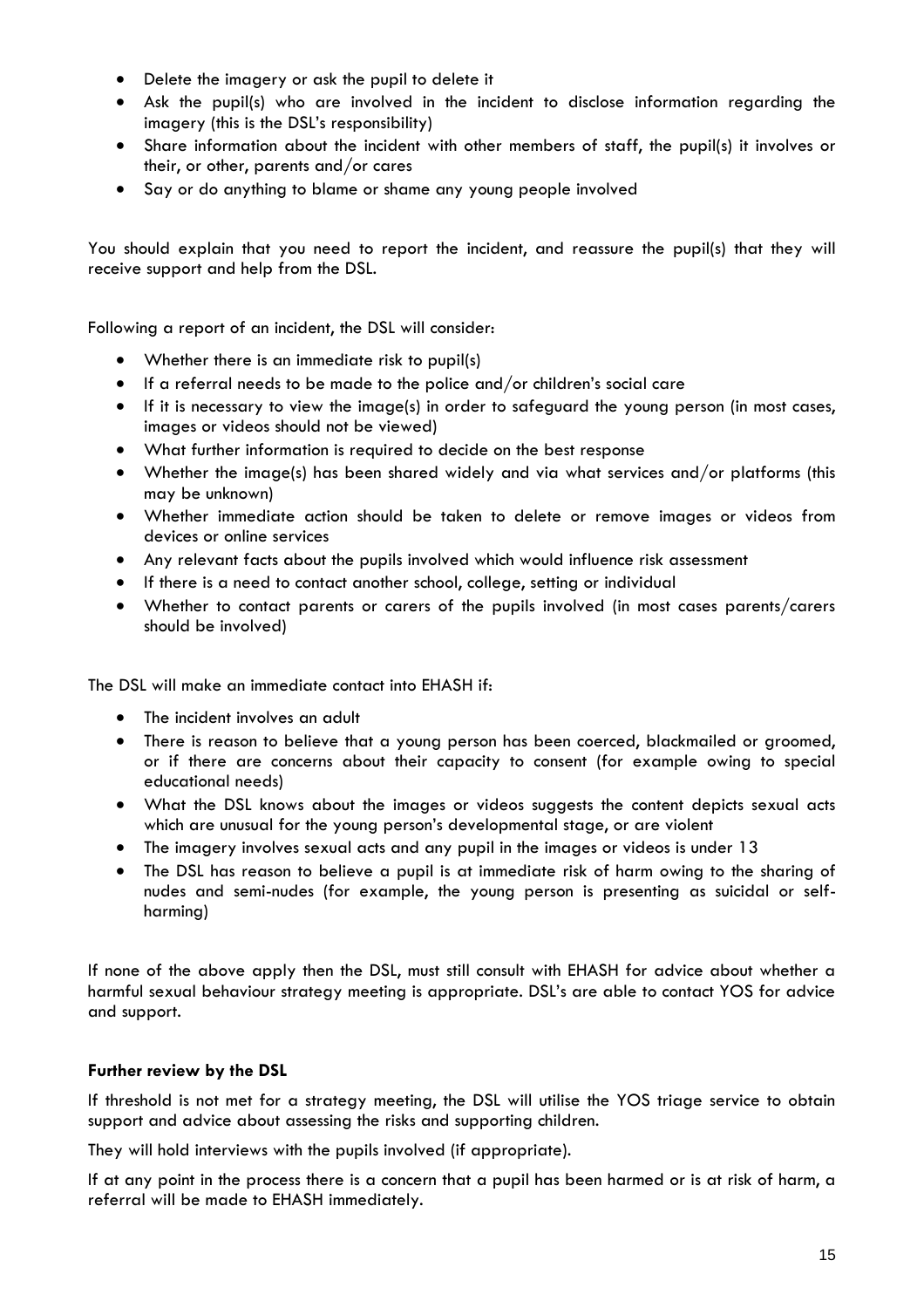- Delete the imagery or ask the pupil to delete it
- Ask the pupil(s) who are involved in the incident to disclose information regarding the imagery (this is the DSL's responsibility)
- Share information about the incident with other members of staff, the pupil(s) it involves or their, or other, parents and/or cares
- Say or do anything to blame or shame any young people involved

You should explain that you need to report the incident, and reassure the pupil(s) that they will receive support and help from the DSL.

Following a report of an incident, the DSL will consider:

- Whether there is an immediate risk to pupil(s)
- If a referral needs to be made to the police and/or children's social care
- If it is necessary to view the image(s) in order to safeguard the young person (in most cases, images or videos should not be viewed)
- What further information is required to decide on the best response
- Whether the image(s) has been shared widely and via what services and/or platforms (this may be unknown)
- Whether immediate action should be taken to delete or remove images or videos from devices or online services
- Any relevant facts about the pupils involved which would influence risk assessment
- If there is a need to contact another school, college, setting or individual
- Whether to contact parents or carers of the pupils involved (in most cases parents/carers should be involved)

The DSL will make an immediate contact into EHASH if:

- The incident involves an adult
- There is reason to believe that a young person has been coerced, blackmailed or groomed, or if there are concerns about their capacity to consent (for example owing to special educational needs)
- What the DSL knows about the images or videos suggests the content depicts sexual acts which are unusual for the young person's developmental stage, or are violent
- The imagery involves sexual acts and any pupil in the images or videos is under 13
- The DSL has reason to believe a pupil is at immediate risk of harm owing to the sharing of nudes and semi-nudes (for example, the young person is presenting as suicidal or self-harming)

If none of the above apply then the DSL, must still consult with EHASH for advice about whether a harmful sexual behaviour strategy meeting is appropriate. DSL's are able to contact YOS for advice and support.

**Further review by the DSL**

If threshold is not met for a strategy meeting, the DSL will utilise the YOS triage service to obtain support and advice about assessing the risks and supporting children.

They will hold interviews with the pupils involved (if appropriate).

If at any point in the process there is a concern that a pupil has been harmed or is at risk of harm, a referral will be made to EHASH immediately.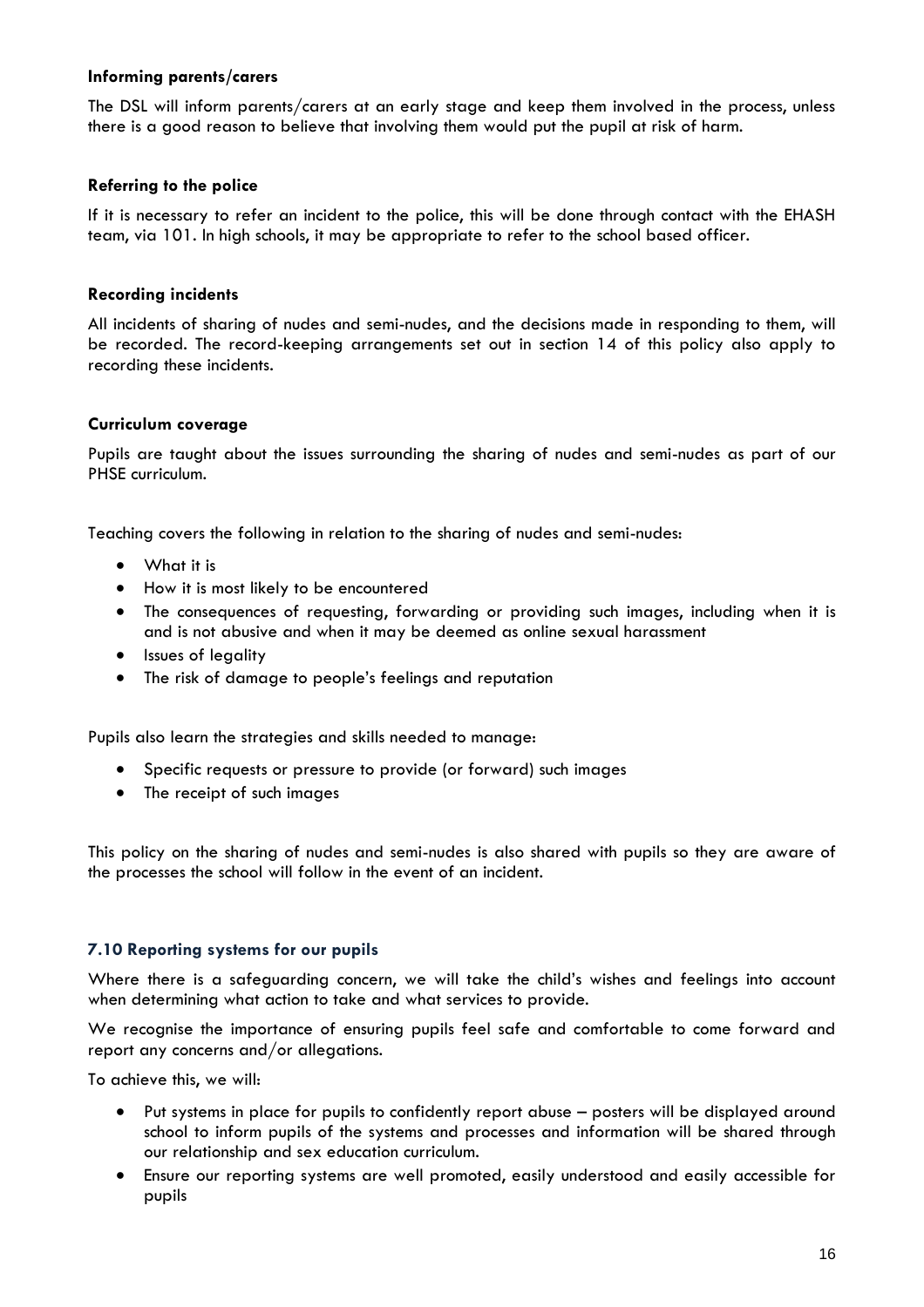**Informing parents/carers**

The DSL will inform parents/carers at an early stage and keep them involved in the process, unless there is a good reason to believe that involving them would put the pupil at risk of harm.

**Referring to the police**

If it is necessary to refer an incident to the police, this will be done through contact with the EHASH team, via 101. In high schools, it may be appropriate to refer to the school based officer.

**Recording incidents**

All incidents of sharing of nudes and semi-nudes, and the decisions made in responding to them, will be recorded. The record-keeping arrangements set out in section 14 of this policy also apply to recording these incidents.

**Curriculum coverage**

Pupils are taught about the issues surrounding the sharing of nudes and semi-nudes as part of our PHSE curriculum.

Teaching covers the following in relation to the sharing of nudes and semi-nudes:

- What it is
- How it is most likely to be encountered
- The consequences of requesting, forwarding or providing such images, including when it is and is not abusive and when it may be deemed as online sexual harassment
- Issues of legality
- The risk of damage to people's feelings and reputation

Pupils also learn the strategies and skills needed to manage:

- Specific requests or pressure to provide (or forward) such images
- The receipt of such images

This policy on the sharing of nudes and semi-nudes is also shared with pupils so they are aware of the processes the school will follow in the event of an incident.

### 7.10 Reporting systems for our pupils

Where there is a safeguarding concern, we will take the child's wishes and feelings into account when determining what action to take and what services to provide.

We recognise the importance of ensuring pupils feel safe and comfortable to come forward and report any concerns and/or allegations.

To achieve this, we will:

- Put systems in place for pupils to confidently report abuse – posters will be displayed around school to inform pupils of the systems and processes and information will be shared through our relationship and sex education curriculum.
- Ensure our reporting systems are well promoted, easily understood and easily accessible for pupils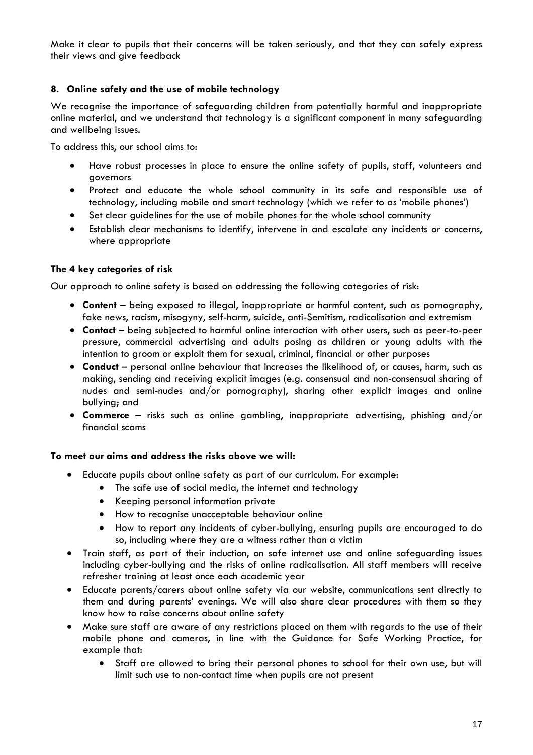Make it clear to pupils that their concerns will be taken seriously, and that they can safely express their views and give feedback

### 8. Online safety and the use of mobile technology

We recognise the importance of safeguarding children from potentially harmful and inappropriate online material, and we understand that technology is a significant component in many safeguarding and wellbeing issues.

To address this, our school aims to:

- Have robust processes in place to ensure the online safety of pupils, staff, volunteers and governors
- Protect and educate the whole school community in its safe and responsible use of technology, including mobile and smart technology (which we refer to as 'mobile phones')
- Set clear guidelines for the use of mobile phones for the whole school community
- Establish clear mechanisms to identify, intervene in and escalate any incidents or concerns, where appropriate

**The 4 key categories of risk**

Our approach to online safety is based on addressing the following categories of risk:

- **Content** – being exposed to illegal, inappropriate or harmful content, such as pornography, fake news, racism, misogyny, self-harm, suicide, anti-Semitism, radicalisation and extremism
- **Contact** – being subjected to harmful online interaction with other users, such as peer-to-peer pressure, commercial advertising and adults posing as children or young adults with the intention to groom or exploit them for sexual, criminal, financial or other purposes
- **Conduct** – personal online behaviour that increases the likelihood of, or causes, harm, such as making, sending and receiving explicit images (e.g. consensual and non-consensual sharing of nudes and semi-nudes and/or pornography), sharing other explicit images and online bullying; and
- **Commerce** – risks such as online gambling, inappropriate advertising, phishing and/or financial scams

**To meet our aims and address the risks above we will:**

- Educate pupils about online safety as part of our curriculum. For example:
  - The safe use of social media, the internet and technology
  - Keeping personal information private
  - How to recognise unacceptable behaviour online
  - How to report any incidents of cyber-bullying, ensuring pupils are encouraged to do so, including where they are a witness rather than a victim
- Train staff, as part of their induction, on safe internet use and online safeguarding issues including cyber-bullying and the risks of online radicalisation. All staff members will receive refresher training at least once each academic year
- Educate parents/carers about online safety via our website, communications sent directly to them and during parents' evenings. We will also share clear procedures with them so they know how to raise concerns about online safety
- Make sure staff are aware of any restrictions placed on them with regards to the use of their mobile phone and cameras, in line with the Guidance for Safe Working Practice, for example that:
  - Staff are allowed to bring their personal phones to school for their own use, but will limit such use to non-contact time when pupils are not present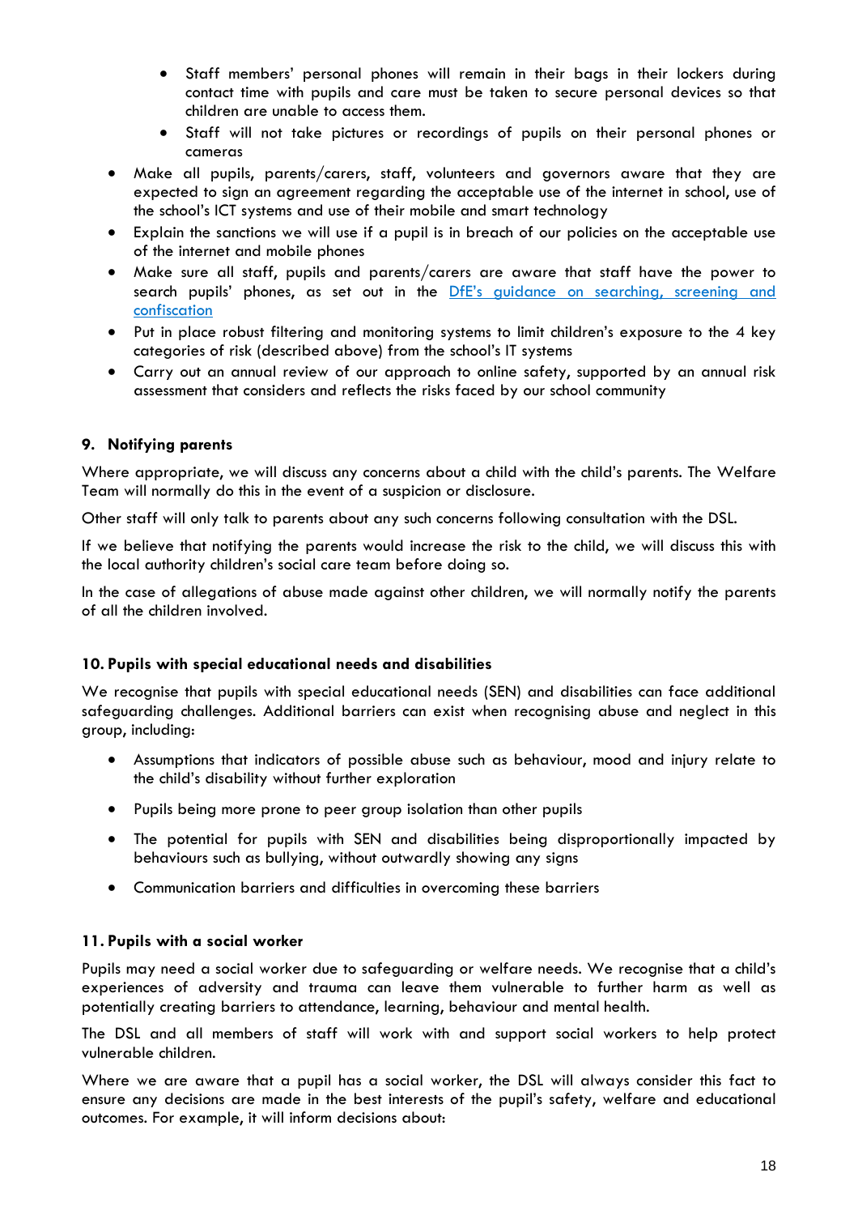- Staff members' personal phones will remain in their bags in their lockers during contact time with pupils and care must be taken to secure personal devices so that children are unable to access them.
  - Staff will not take pictures or recordings of pupils on their personal phones or cameras
- Make all pupils, parents/carers, staff, volunteers and governors aware that they are expected to sign an agreement regarding the acceptable use of the internet in school, use of the school's ICT systems and use of their mobile and smart technology
- Explain the sanctions we will use if a pupil is in breach of our policies on the acceptable use of the internet and mobile phones
- Make sure all staff, pupils and parents/carers are aware that staff have the power to search pupils' phones, as set out in the DfE's guidance on searching, screening and confiscation
- Put in place robust filtering and monitoring systems to limit children's exposure to the 4 key categories of risk (described above) from the school's IT systems
- Carry out an annual review of our approach to online safety, supported by an annual risk assessment that considers and reflects the risks faced by our school community

### 9. Notifying parents

Where appropriate, we will discuss any concerns about a child with the child's parents. The Welfare Team will normally do this in the event of a suspicion or disclosure.

Other staff will only talk to parents about any such concerns following consultation with the DSL.

If we believe that notifying the parents would increase the risk to the child, we will discuss this with the local authority children's social care team before doing so.

In the case of allegations of abuse made against other children, we will normally notify the parents of all the children involved.

### 10. Pupils with special educational needs and disabilities

We recognise that pupils with special educational needs (SEN) and disabilities can face additional safeguarding challenges. Additional barriers can exist when recognising abuse and neglect in this group, including:

- Assumptions that indicators of possible abuse such as behaviour, mood and injury relate to the child's disability without further exploration
- Pupils being more prone to peer group isolation than other pupils
- The potential for pupils with SEN and disabilities being disproportionally impacted by behaviours such as bullying, without outwardly showing any signs
- Communication barriers and difficulties in overcoming these barriers

### 11. Pupils with a social worker

Pupils may need a social worker due to safeguarding or welfare needs. We recognise that a child's experiences of adversity and trauma can leave them vulnerable to further harm as well as potentially creating barriers to attendance, learning, behaviour and mental health.

The DSL and all members of staff will work with and support social workers to help protect vulnerable children.

Where we are aware that a pupil has a social worker, the DSL will always consider this fact to ensure any decisions are made in the best interests of the pupil's safety, welfare and educational outcomes. For example, it will inform decisions about: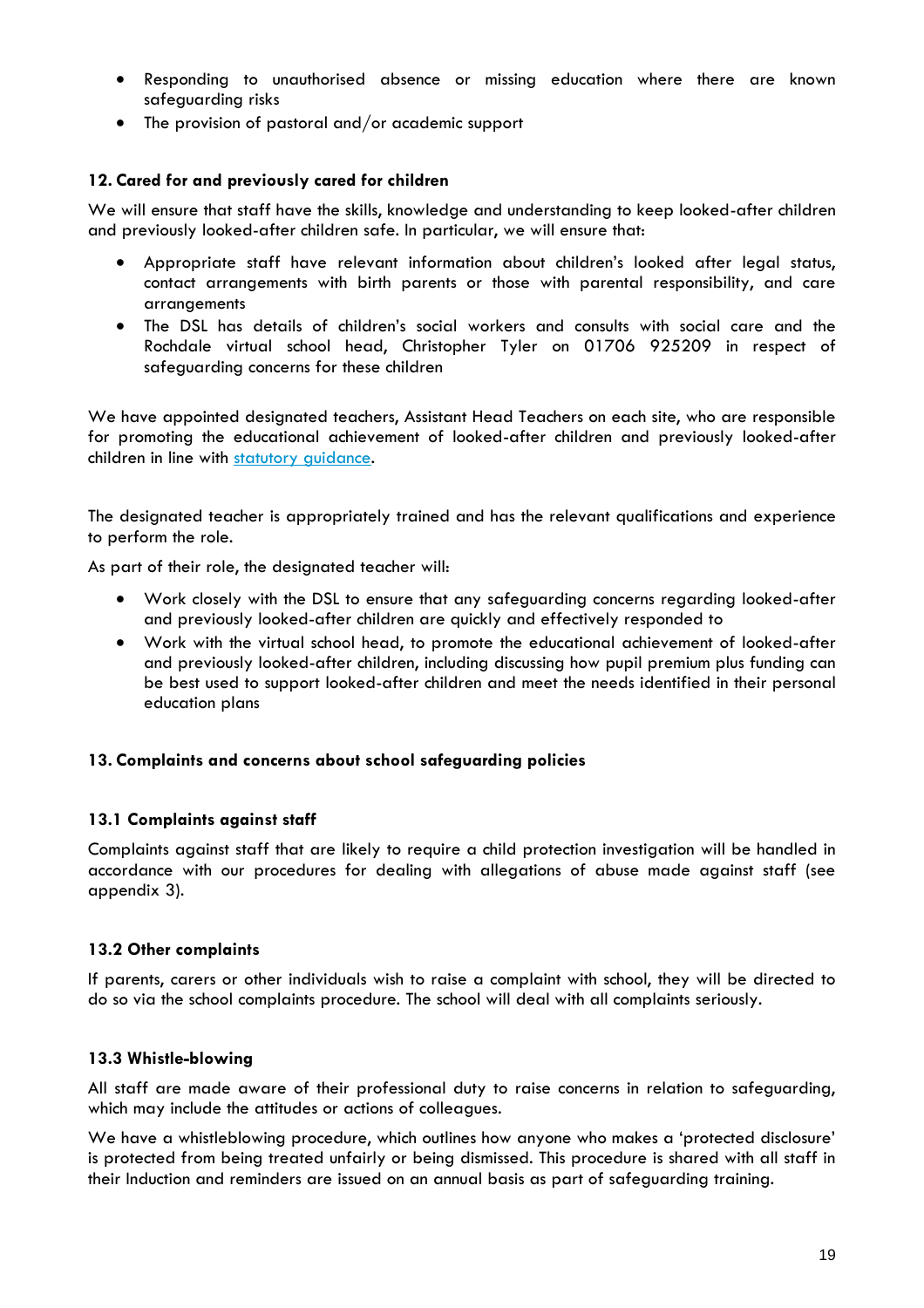- Responding to unauthorised absence or missing education where there are known safeguarding risks
- The provision of pastoral and/or academic support

### 12. Cared for and previously cared for children

We will ensure that staff have the skills, knowledge and understanding to keep looked-after children and previously looked-after children safe. In particular, we will ensure that:

- Appropriate staff have relevant information about children's looked after legal status, contact arrangements with birth parents or those with parental responsibility, and care arrangements
- The DSL has details of children's social workers and consults with social care and the Rochdale virtual school head, Christopher Tyler on 01706 925209 in respect of safeguarding concerns for these children

We have appointed designated teachers, Assistant Head Teachers on each site, who are responsible for promoting the educational achievement of looked-after children and previously looked-after children in line with statutory guidance.

The designated teacher is appropriately trained and has the relevant qualifications and experience to perform the role.

As part of their role, the designated teacher will:

- Work closely with the DSL to ensure that any safeguarding concerns regarding looked-after and previously looked-after children are quickly and effectively responded to
- Work with the virtual school head, to promote the educational achievement of looked-after and previously looked-after children, including discussing how pupil premium plus funding can be best used to support looked-after children and meet the needs identified in their personal education plans

### 13. Complaints and concerns about school safeguarding policies

#### 13.1 Complaints against staff

Complaints against staff that are likely to require a child protection investigation will be handled in accordance with our procedures for dealing with allegations of abuse made against staff (see appendix 3).

#### 13.2 Other complaints

If parents, carers or other individuals wish to raise a complaint with school, they will be directed to do so via the school complaints procedure. The school will deal with all complaints seriously.

#### 13.3 Whistle-blowing

All staff are made aware of their professional duty to raise concerns in relation to safeguarding, which may include the attitudes or actions of colleagues.

We have a whistleblowing procedure, which outlines how anyone who makes a 'protected disclosure' is protected from being treated unfairly or being dismissed. This procedure is shared with all staff in their Induction and reminders are issued on an annual basis as part of safeguarding training.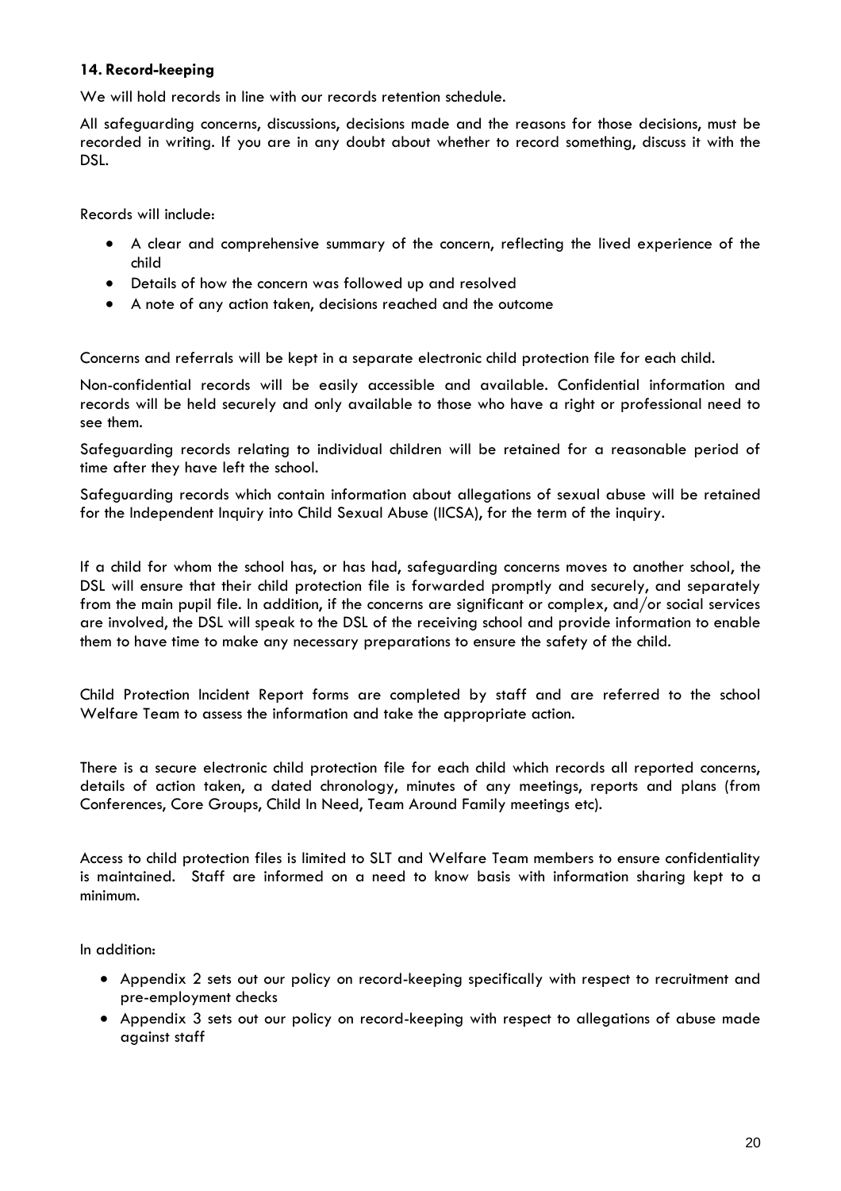### 14. Record-keeping

We will hold records in line with our records retention schedule.

All safeguarding concerns, discussions, decisions made and the reasons for those decisions, must be recorded in writing. If you are in any doubt about whether to record something, discuss it with the DSL.

Records will include:

- A clear and comprehensive summary of the concern, reflecting the lived experience of the child
- Details of how the concern was followed up and resolved
- A note of any action taken, decisions reached and the outcome

Concerns and referrals will be kept in a separate electronic child protection file for each child.

Non-confidential records will be easily accessible and available. Confidential information and records will be held securely and only available to those who have a right or professional need to see them.

Safeguarding records relating to individual children will be retained for a reasonable period of time after they have left the school.

Safeguarding records which contain information about allegations of sexual abuse will be retained for the Independent Inquiry into Child Sexual Abuse (IICSA), for the term of the inquiry.

If a child for whom the school has, or has had, safeguarding concerns moves to another school, the DSL will ensure that their child protection file is forwarded promptly and securely, and separately from the main pupil file. In addition, if the concerns are significant or complex, and/or social services are involved, the DSL will speak to the DSL of the receiving school and provide information to enable them to have time to make any necessary preparations to ensure the safety of the child.

Child Protection Incident Report forms are completed by staff and are referred to the school Welfare Team to assess the information and take the appropriate action.

There is a secure electronic child protection file for each child which records all reported concerns, details of action taken, a dated chronology, minutes of any meetings, reports and plans (from Conferences, Core Groups, Child In Need, Team Around Family meetings etc).

Access to child protection files is limited to SLT and Welfare Team members to ensure confidentiality is maintained. Staff are informed on a need to know basis with information sharing kept to a minimum.

In addition:

- Appendix 2 sets out our policy on record-keeping specifically with respect to recruitment and pre-employment checks
- Appendix 3 sets out our policy on record-keeping with respect to allegations of abuse made against staff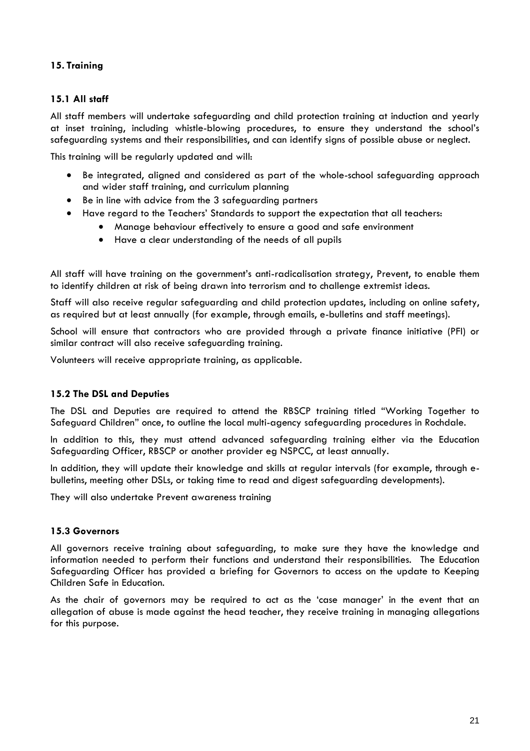## 15. Training

### 15.1 All staff

All staff members will undertake safeguarding and child protection training at induction and yearly at inset training, including whistle-blowing procedures, to ensure they understand the school's safeguarding systems and their responsibilities, and can identify signs of possible abuse or neglect.

This training will be regularly updated and will:

- Be integrated, aligned and considered as part of the whole-school safeguarding approach and wider staff training, and curriculum planning
- Be in line with advice from the 3 safeguarding partners
- Have regard to the Teachers' Standards to support the expectation that all teachers:
  - Manage behaviour effectively to ensure a good and safe environment
  - Have a clear understanding of the needs of all pupils

All staff will have training on the government's anti-radicalisation strategy, Prevent, to enable them to identify children at risk of being drawn into terrorism and to challenge extremist ideas.

Staff will also receive regular safeguarding and child protection updates, including on online safety, as required but at least annually (for example, through emails, e-bulletins and staff meetings).

School will ensure that contractors who are provided through a private finance initiative (PFI) or similar contract will also receive safeguarding training.

Volunteers will receive appropriate training, as applicable.

### 15.2 The DSL and Deputies

The DSL and Deputies are required to attend the RBSCP training titled "Working Together to Safeguard Children" once, to outline the local multi-agency safeguarding procedures in Rochdale.

In addition to this, they must attend advanced safeguarding training either via the Education Safeguarding Officer, RBSCP or another provider eg NSPCC, at least annually.

In addition, they will update their knowledge and skills at regular intervals (for example, through e-bulletins, meeting other DSLs, or taking time to read and digest safeguarding developments).

They will also undertake Prevent awareness training

### 15.3 Governors

All governors receive training about safeguarding, to make sure they have the knowledge and information needed to perform their functions and understand their responsibilities. The Education Safeguarding Officer has provided a briefing for Governors to access on the update to Keeping Children Safe in Education.

As the chair of governors may be required to act as the 'case manager' in the event that an allegation of abuse is made against the head teacher, they receive training in managing allegations for this purpose.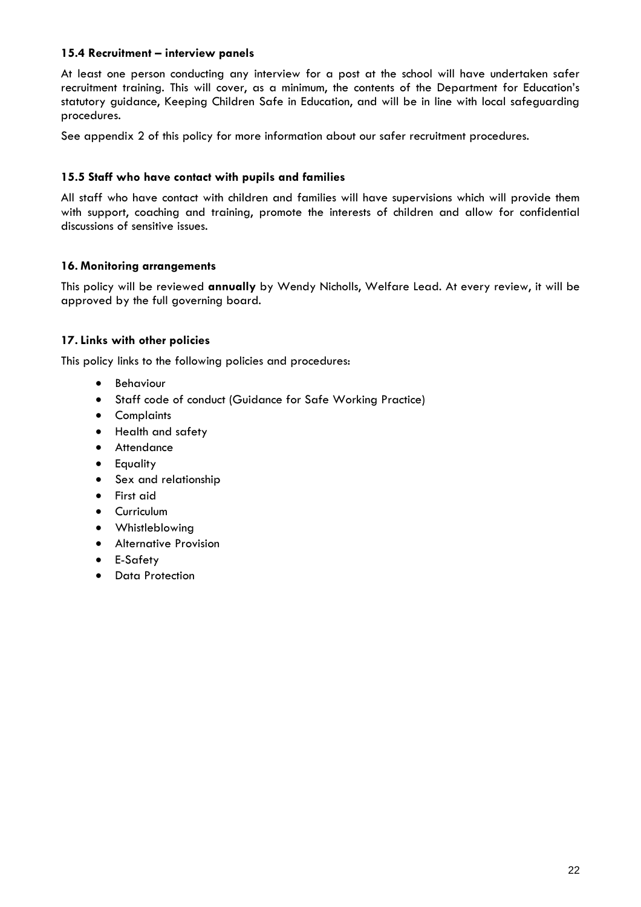### 15.4 Recruitment – interview panels

At least one person conducting any interview for a post at the school will have undertaken safer recruitment training. This will cover, as a minimum, the contents of the Department for Education's statutory guidance, Keeping Children Safe in Education, and will be in line with local safeguarding procedures.

See appendix 2 of this policy for more information about our safer recruitment procedures.

### 15.5 Staff who have contact with pupils and families

All staff who have contact with children and families will have supervisions which will provide them with support, coaching and training, promote the interests of children and allow for confidential discussions of sensitive issues.

## 16. Monitoring arrangements

This policy will be reviewed **annually** by Wendy Nicholls, Welfare Lead. At every review, it will be approved by the full governing board.

## 17. Links with other policies

This policy links to the following policies and procedures:

- Behaviour
- Staff code of conduct (Guidance for Safe Working Practice)
- Complaints
- Health and safety
- Attendance
- Equality
- Sex and relationship
- First aid
- Curriculum
- Whistleblowing
- Alternative Provision
- E-Safety
- Data Protection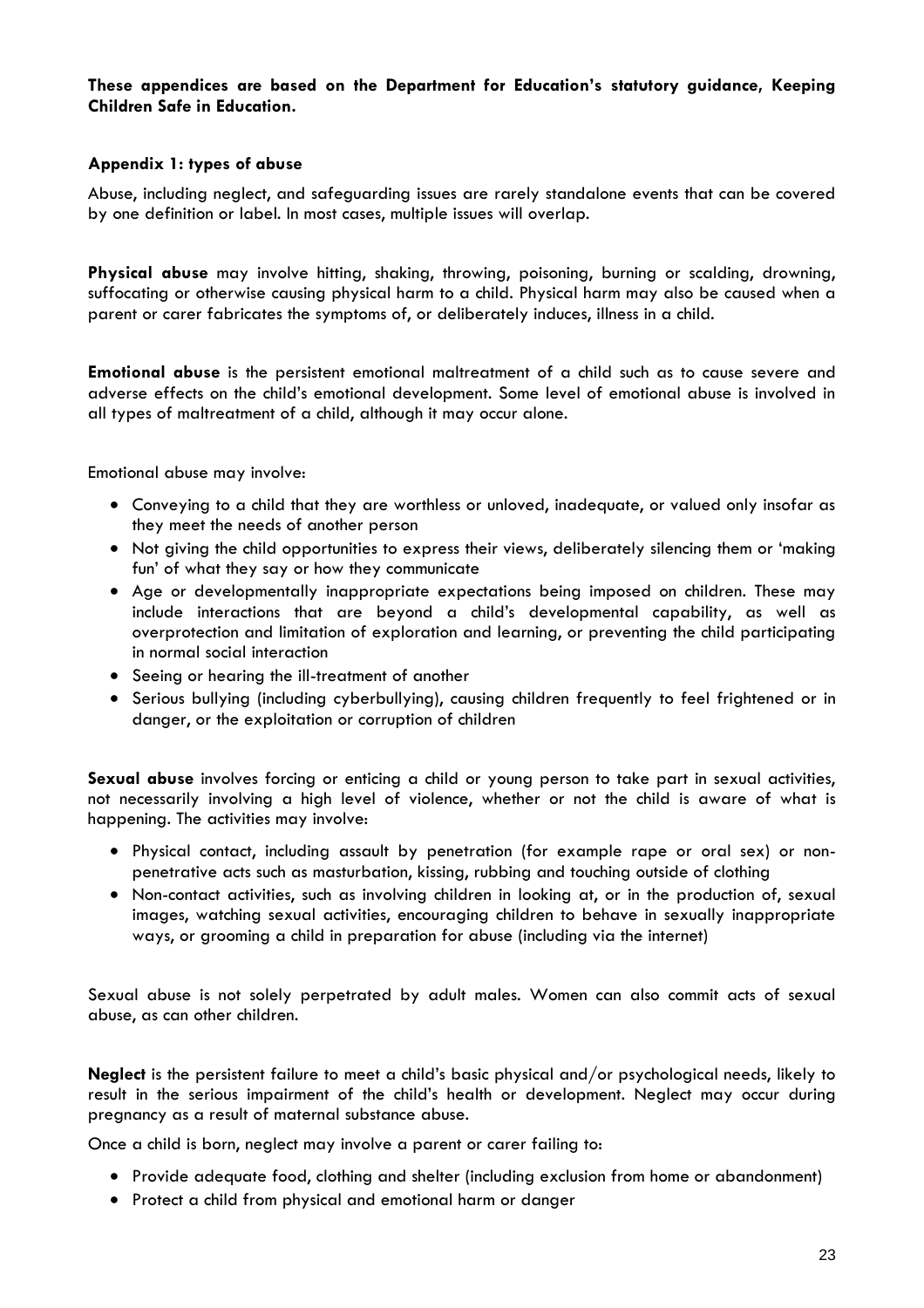**These appendices are based on the Department for Education's statutory guidance, Keeping Children Safe in Education.**

### Appendix 1: types of abuse

Abuse, including neglect, and safeguarding issues are rarely standalone events that can be covered by one definition or label. In most cases, multiple issues will overlap.

**Physical abuse** may involve hitting, shaking, throwing, poisoning, burning or scalding, drowning, suffocating or otherwise causing physical harm to a child. Physical harm may also be caused when a parent or carer fabricates the symptoms of, or deliberately induces, illness in a child.

**Emotional abuse** is the persistent emotional maltreatment of a child such as to cause severe and adverse effects on the child's emotional development. Some level of emotional abuse is involved in all types of maltreatment of a child, although it may occur alone.

Emotional abuse may involve:

- Conveying to a child that they are worthless or unloved, inadequate, or valued only insofar as they meet the needs of another person
- Not giving the child opportunities to express their views, deliberately silencing them or 'making fun' of what they say or how they communicate
- Age or developmentally inappropriate expectations being imposed on children. These may include interactions that are beyond a child's developmental capability, as well as overprotection and limitation of exploration and learning, or preventing the child participating in normal social interaction
- Seeing or hearing the ill-treatment of another
- Serious bullying (including cyberbullying), causing children frequently to feel frightened or in danger, or the exploitation or corruption of children

**Sexual abuse** involves forcing or enticing a child or young person to take part in sexual activities, not necessarily involving a high level of violence, whether or not the child is aware of what is happening. The activities may involve:

- Physical contact, including assault by penetration (for example rape or oral sex) or non-penetrative acts such as masturbation, kissing, rubbing and touching outside of clothing
- Non-contact activities, such as involving children in looking at, or in the production of, sexual images, watching sexual activities, encouraging children to behave in sexually inappropriate ways, or grooming a child in preparation for abuse (including via the internet)

Sexual abuse is not solely perpetrated by adult males. Women can also commit acts of sexual abuse, as can other children.

**Neglect** is the persistent failure to meet a child's basic physical and/or psychological needs, likely to result in the serious impairment of the child's health or development. Neglect may occur during pregnancy as a result of maternal substance abuse.

Once a child is born, neglect may involve a parent or carer failing to:

- Provide adequate food, clothing and shelter (including exclusion from home or abandonment)
- Protect a child from physical and emotional harm or danger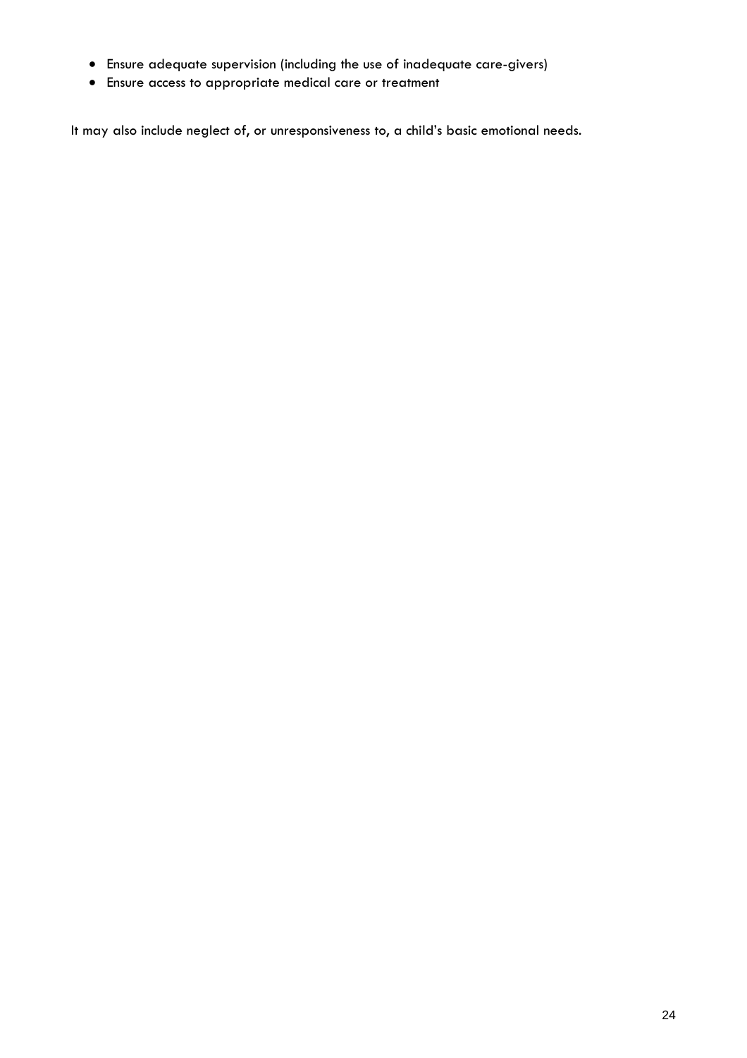- Ensure adequate supervision (including the use of inadequate care-givers)
- Ensure access to appropriate medical care or treatment

It may also include neglect of, or unresponsiveness to, a child's basic emotional needs.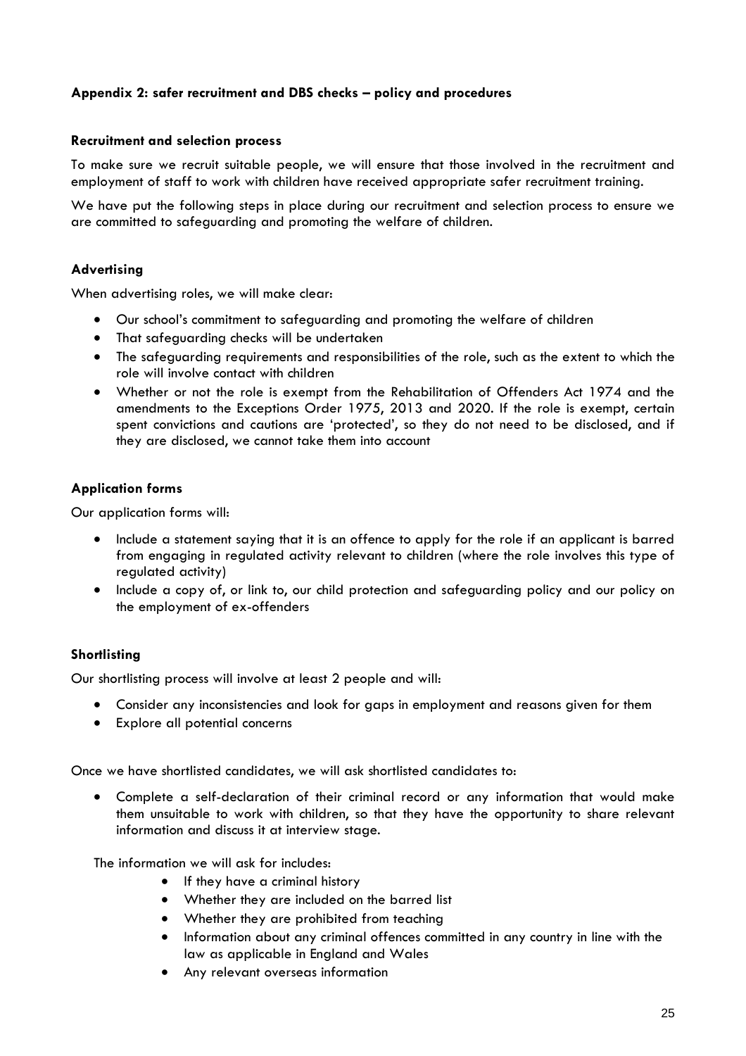## Appendix 2: safer recruitment and DBS checks – policy and procedures

### Recruitment and selection process

To make sure we recruit suitable people, we will ensure that those involved in the recruitment and employment of staff to work with children have received appropriate safer recruitment training.

We have put the following steps in place during our recruitment and selection process to ensure we are committed to safeguarding and promoting the welfare of children.

### Advertising

When advertising roles, we will make clear:

- Our school's commitment to safeguarding and promoting the welfare of children
- That safeguarding checks will be undertaken
- The safeguarding requirements and responsibilities of the role, such as the extent to which the role will involve contact with children
- Whether or not the role is exempt from the Rehabilitation of Offenders Act 1974 and the amendments to the Exceptions Order 1975, 2013 and 2020. If the role is exempt, certain spent convictions and cautions are 'protected', so they do not need to be disclosed, and if they are disclosed, we cannot take them into account

### Application forms

Our application forms will:

- Include a statement saying that it is an offence to apply for the role if an applicant is barred from engaging in regulated activity relevant to children (where the role involves this type of regulated activity)
- Include a copy of, or link to, our child protection and safeguarding policy and our policy on the employment of ex-offenders

### Shortlisting

Our shortlisting process will involve at least 2 people and will:

- Consider any inconsistencies and look for gaps in employment and reasons given for them
- Explore all potential concerns

Once we have shortlisted candidates, we will ask shortlisted candidates to:

- Complete a self-declaration of their criminal record or any information that would make them unsuitable to work with children, so that they have the opportunity to share relevant information and discuss it at interview stage.

The information we will ask for includes:

- If they have a criminal history
- Whether they are included on the barred list
- Whether they are prohibited from teaching
- Information about any criminal offences committed in any country in line with the law as applicable in England and Wales
- Any relevant overseas information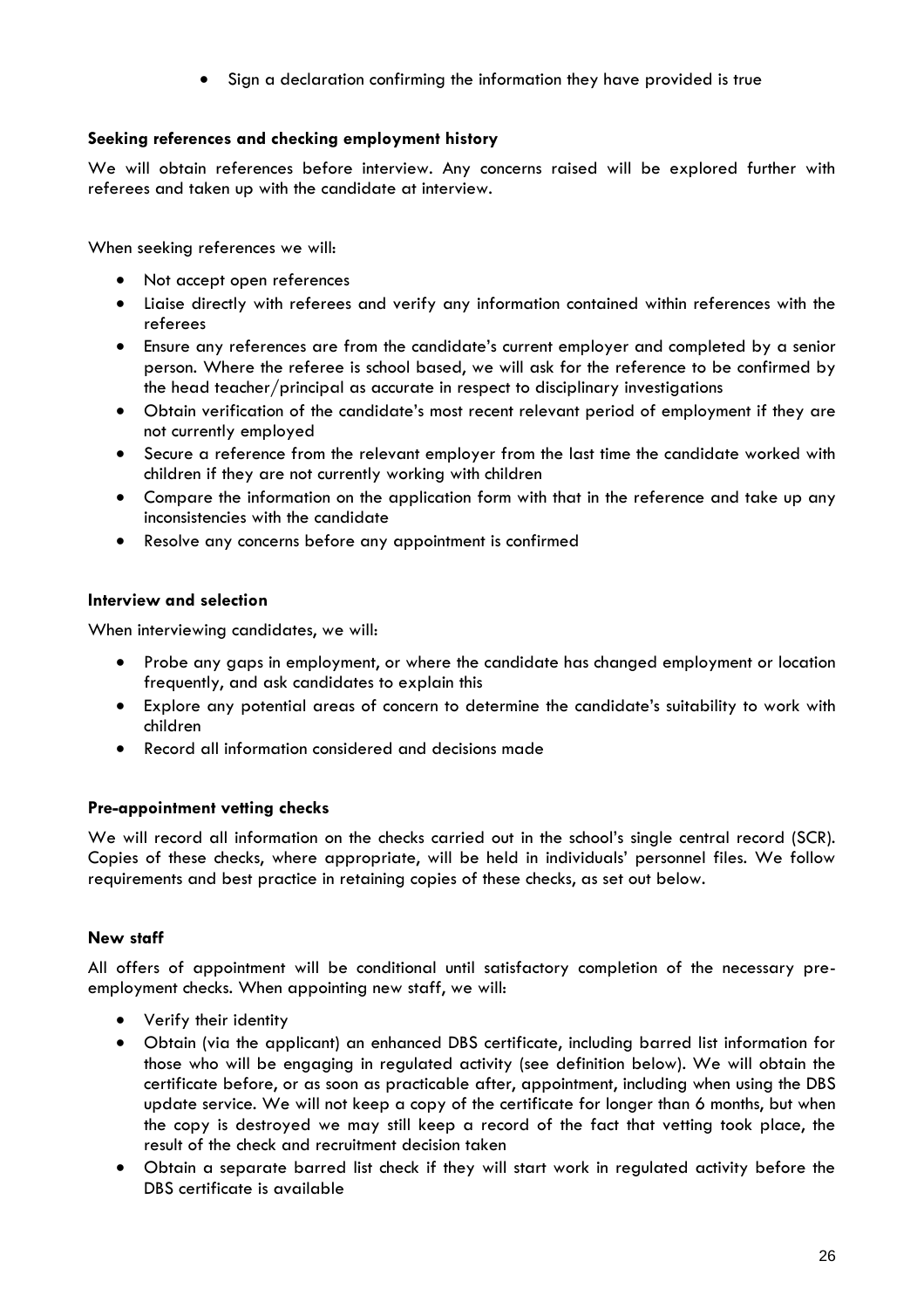- Sign a declaration confirming the information they have provided is true

**Seeking references and checking employment history**

We will obtain references before interview. Any concerns raised will be explored further with referees and taken up with the candidate at interview.

When seeking references we will:

- Not accept open references
- Liaise directly with referees and verify any information contained within references with the referees
- Ensure any references are from the candidate's current employer and completed by a senior person. Where the referee is school based, we will ask for the reference to be confirmed by the head teacher/principal as accurate in respect to disciplinary investigations
- Obtain verification of the candidate's most recent relevant period of employment if they are not currently employed
- Secure a reference from the relevant employer from the last time the candidate worked with children if they are not currently working with children
- Compare the information on the application form with that in the reference and take up any inconsistencies with the candidate
- Resolve any concerns before any appointment is confirmed

**Interview and selection**

When interviewing candidates, we will:

- Probe any gaps in employment, or where the candidate has changed employment or location frequently, and ask candidates to explain this
- Explore any potential areas of concern to determine the candidate's suitability to work with children
- Record all information considered and decisions made

**Pre-appointment vetting checks**

We will record all information on the checks carried out in the school's single central record (SCR). Copies of these checks, where appropriate, will be held in individuals' personnel files. We follow requirements and best practice in retaining copies of these checks, as set out below.

**New staff**

All offers of appointment will be conditional until satisfactory completion of the necessary pre-employment checks. When appointing new staff, we will:

- Verify their identity
- Obtain (via the applicant) an enhanced DBS certificate, including barred list information for those who will be engaging in regulated activity (see definition below). We will obtain the certificate before, or as soon as practicable after, appointment, including when using the DBS update service. We will not keep a copy of the certificate for longer than 6 months, but when the copy is destroyed we may still keep a record of the fact that vetting took place, the result of the check and recruitment decision taken
- Obtain a separate barred list check if they will start work in regulated activity before the DBS certificate is available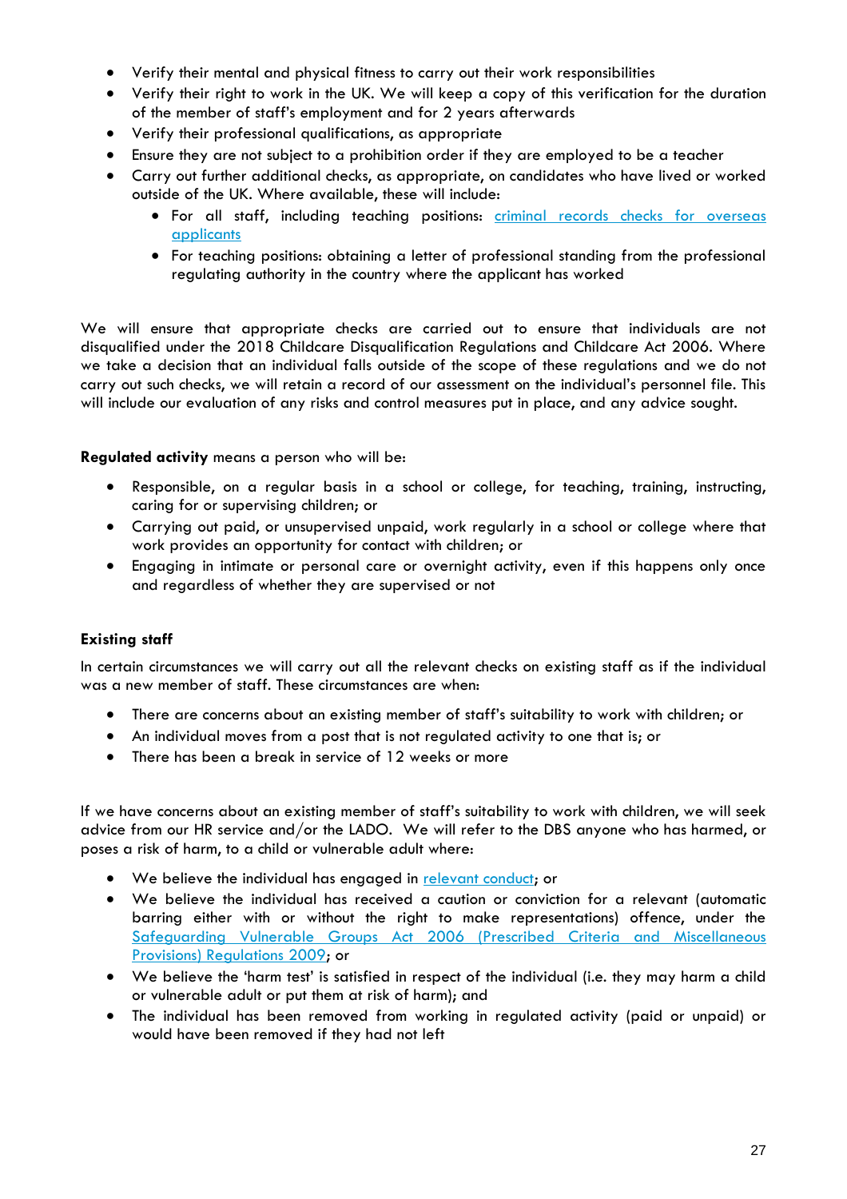- Verify their mental and physical fitness to carry out their work responsibilities
- Verify their right to work in the UK. We will keep a copy of this verification for the duration of the member of staff's employment and for 2 years afterwards
- Verify their professional qualifications, as appropriate
- Ensure they are not subject to a prohibition order if they are employed to be a teacher
- Carry out further additional checks, as appropriate, on candidates who have lived or worked outside of the UK. Where available, these will include:
  - For all staff, including teaching positions: [criminal records checks for overseas applicants]
  - For teaching positions: obtaining a letter of professional standing from the professional regulating authority in the country where the applicant has worked

We will ensure that appropriate checks are carried out to ensure that individuals are not disqualified under the 2018 Childcare Disqualification Regulations and Childcare Act 2006. Where we take a decision that an individual falls outside of the scope of these regulations and we do not carry out such checks, we will retain a record of our assessment on the individual's personnel file. This will include our evaluation of any risks and control measures put in place, and any advice sought.

**Regulated activity** means a person who will be:

- Responsible, on a regular basis in a school or college, for teaching, training, instructing, caring for or supervising children; or
- Carrying out paid, or unsupervised unpaid, work regularly in a school or college where that work provides an opportunity for contact with children; or
- Engaging in intimate or personal care or overnight activity, even if this happens only once and regardless of whether they are supervised or not

**Existing staff**

In certain circumstances we will carry out all the relevant checks on existing staff as if the individual was a new member of staff. These circumstances are when:

- There are concerns about an existing member of staff's suitability to work with children; or
- An individual moves from a post that is not regulated activity to one that is; or
- There has been a break in service of 12 weeks or more

If we have concerns about an existing member of staff's suitability to work with children, we will seek advice from our HR service and/or the LADO. We will refer to the DBS anyone who has harmed, or poses a risk of harm, to a child or vulnerable adult where:

- We believe the individual has engaged in [relevant conduct]; or
- We believe the individual has received a caution or conviction for a relevant (automatic barring either with or without the right to make representations) offence, under the [Safeguarding Vulnerable Groups Act 2006 (Prescribed Criteria and Miscellaneous Provisions) Regulations 2009]; or
- We believe the 'harm test' is satisfied in respect of the individual (i.e. they may harm a child or vulnerable adult or put them at risk of harm); and
- The individual has been removed from working in regulated activity (paid or unpaid) or would have been removed if they had not left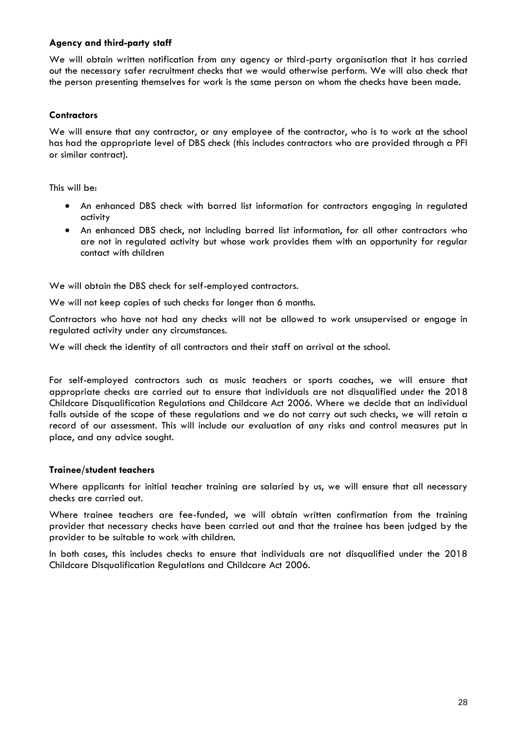**Agency and third-party staff**

We will obtain written notification from any agency or third-party organisation that it has carried out the necessary safer recruitment checks that we would otherwise perform. We will also check that the person presenting themselves for work is the same person on whom the checks have been made.

**Contractors**

We will ensure that any contractor, or any employee of the contractor, who is to work at the school has had the appropriate level of DBS check (this includes contractors who are provided through a PFI or similar contract).

This will be:

- An enhanced DBS check with barred list information for contractors engaging in regulated activity
- An enhanced DBS check, not including barred list information, for all other contractors who are not in regulated activity but whose work provides them with an opportunity for regular contact with children

We will obtain the DBS check for self-employed contractors.

We will not keep copies of such checks for longer than 6 months.

Contractors who have not had any checks will not be allowed to work unsupervised or engage in regulated activity under any circumstances.

We will check the identity of all contractors and their staff on arrival at the school.

For self-employed contractors such as music teachers or sports coaches, we will ensure that appropriate checks are carried out to ensure that individuals are not disqualified under the 2018 Childcare Disqualification Regulations and Childcare Act 2006. Where we decide that an individual falls outside of the scope of these regulations and we do not carry out such checks, we will retain a record of our assessment. This will include our evaluation of any risks and control measures put in place, and any advice sought.

**Trainee/student teachers**

Where applicants for initial teacher training are salaried by us, we will ensure that all necessary checks are carried out.

Where trainee teachers are fee-funded, we will obtain written confirmation from the training provider that necessary checks have been carried out and that the trainee has been judged by the provider to be suitable to work with children.

In both cases, this includes checks to ensure that individuals are not disqualified under the 2018 Childcare Disqualification Regulations and Childcare Act 2006.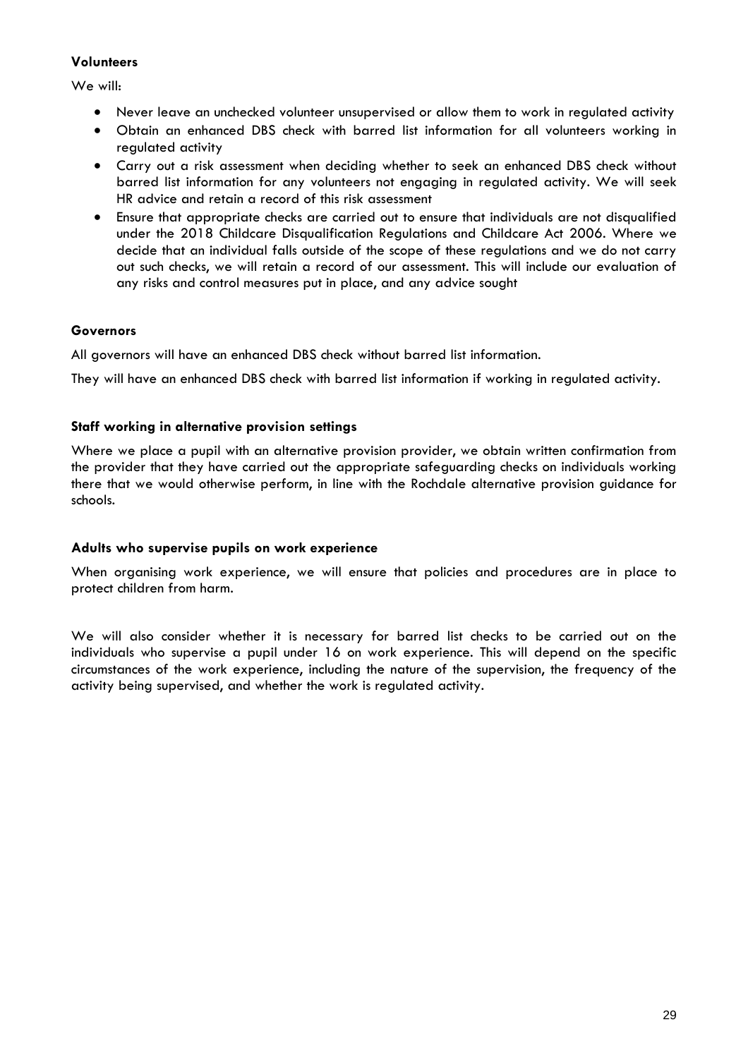**Volunteers**

We will:

- Never leave an unchecked volunteer unsupervised or allow them to work in regulated activity
- Obtain an enhanced DBS check with barred list information for all volunteers working in regulated activity
- Carry out a risk assessment when deciding whether to seek an enhanced DBS check without barred list information for any volunteers not engaging in regulated activity. We will seek HR advice and retain a record of this risk assessment
- Ensure that appropriate checks are carried out to ensure that individuals are not disqualified under the 2018 Childcare Disqualification Regulations and Childcare Act 2006. Where we decide that an individual falls outside of the scope of these regulations and we do not carry out such checks, we will retain a record of our assessment. This will include our evaluation of any risks and control measures put in place, and any advice sought

**Governors**

All governors will have an enhanced DBS check without barred list information.

They will have an enhanced DBS check with barred list information if working in regulated activity.

**Staff working in alternative provision settings**

Where we place a pupil with an alternative provision provider, we obtain written confirmation from the provider that they have carried out the appropriate safeguarding checks on individuals working there that we would otherwise perform, in line with the Rochdale alternative provision guidance for schools.

**Adults who supervise pupils on work experience**

When organising work experience, we will ensure that policies and procedures are in place to protect children from harm.

We will also consider whether it is necessary for barred list checks to be carried out on the individuals who supervise a pupil under 16 on work experience. This will depend on the specific circumstances of the work experience, including the nature of the supervision, the frequency of the activity being supervised, and whether the work is regulated activity.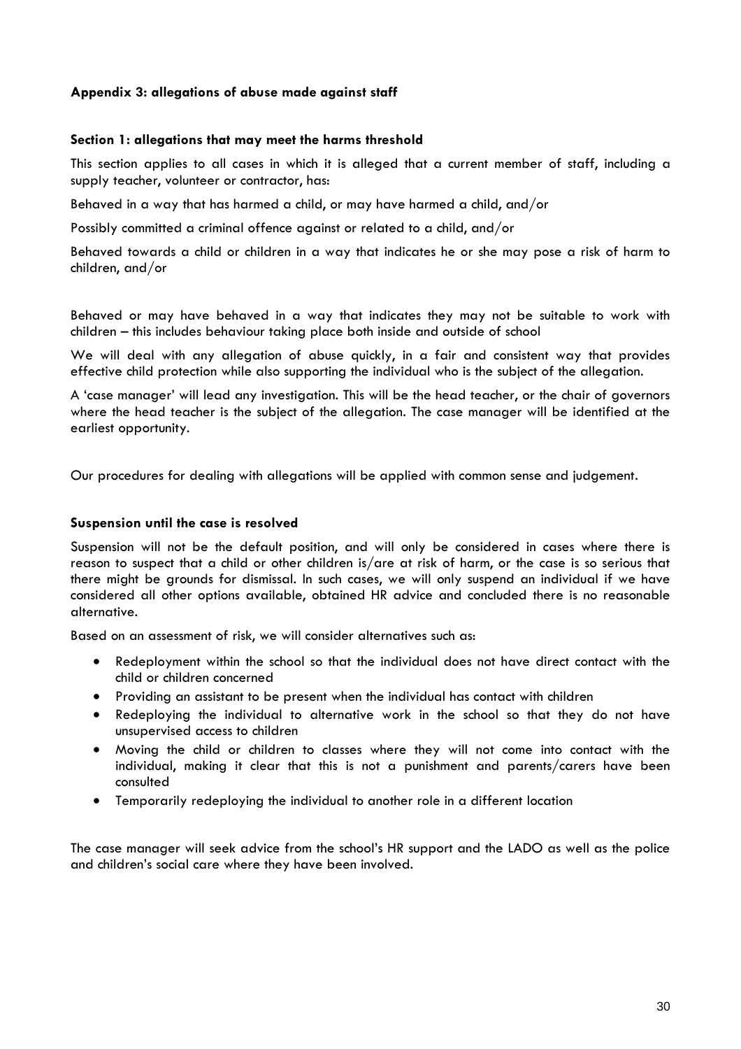**Appendix 3: allegations of abuse made against staff**

**Section 1: allegations that may meet the harms threshold**

This section applies to all cases in which it is alleged that a current member of staff, including a supply teacher, volunteer or contractor, has:

Behaved in a way that has harmed a child, or may have harmed a child, and/or

Possibly committed a criminal offence against or related to a child, and/or

Behaved towards a child or children in a way that indicates he or she may pose a risk of harm to children, and/or

Behaved or may have behaved in a way that indicates they may not be suitable to work with children – this includes behaviour taking place both inside and outside of school

We will deal with any allegation of abuse quickly, in a fair and consistent way that provides effective child protection while also supporting the individual who is the subject of the allegation.

A 'case manager' will lead any investigation. This will be the head teacher, or the chair of governors where the head teacher is the subject of the allegation. The case manager will be identified at the earliest opportunity.

Our procedures for dealing with allegations will be applied with common sense and judgement.

**Suspension until the case is resolved**

Suspension will not be the default position, and will only be considered in cases where there is reason to suspect that a child or other children is/are at risk of harm, or the case is so serious that there might be grounds for dismissal. In such cases, we will only suspend an individual if we have considered all other options available, obtained HR advice and concluded there is no reasonable alternative.

Based on an assessment of risk, we will consider alternatives such as:

- Redeployment within the school so that the individual does not have direct contact with the child or children concerned
- Providing an assistant to be present when the individual has contact with children
- Redeploying the individual to alternative work in the school so that they do not have unsupervised access to children
- Moving the child or children to classes where they will not come into contact with the individual, making it clear that this is not a punishment and parents/carers have been consulted
- Temporarily redeploying the individual to another role in a different location

The case manager will seek advice from the school's HR support and the LADO as well as the police and children's social care where they have been involved.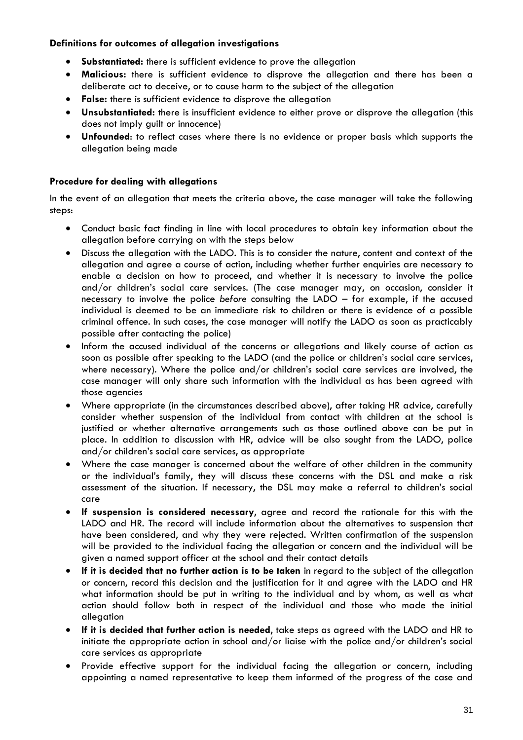**Definitions for outcomes of allegation investigations**

- **Substantiated:** there is sufficient evidence to prove the allegation
- **Malicious:** there is sufficient evidence to disprove the allegation and there has been a deliberate act to deceive, or to cause harm to the subject of the allegation
- **False:** there is sufficient evidence to disprove the allegation
- **Unsubstantiated:** there is insufficient evidence to either prove or disprove the allegation (this does not imply guilt or innocence)
- **Unfounded**: to reflect cases where there is no evidence or proper basis which supports the allegation being made

**Procedure for dealing with allegations**

In the event of an allegation that meets the criteria above, the case manager will take the following steps:

- Conduct basic fact finding in line with local procedures to obtain key information about the allegation before carrying on with the steps below
- Discuss the allegation with the LADO. This is to consider the nature, content and context of the allegation and agree a course of action, including whether further enquiries are necessary to enable a decision on how to proceed, and whether it is necessary to involve the police and/or children's social care services. (The case manager may, on occasion, consider it necessary to involve the police *before* consulting the LADO – for example, if the accused individual is deemed to be an immediate risk to children or there is evidence of a possible criminal offence. In such cases, the case manager will notify the LADO as soon as practicably possible after contacting the police)
- Inform the accused individual of the concerns or allegations and likely course of action as soon as possible after speaking to the LADO (and the police or children's social care services, where necessary). Where the police and/or children's social care services are involved, the case manager will only share such information with the individual as has been agreed with those agencies
- Where appropriate (in the circumstances described above), after taking HR advice, carefully consider whether suspension of the individual from contact with children at the school is justified or whether alternative arrangements such as those outlined above can be put in place. In addition to discussion with HR, advice will be also sought from the LADO, police and/or children's social care services, as appropriate
- Where the case manager is concerned about the welfare of other children in the community or the individual's family, they will discuss these concerns with the DSL and make a risk assessment of the situation. If necessary, the DSL may make a referral to children's social care
- **If suspension is considered necessary**, agree and record the rationale for this with the LADO and HR. The record will include information about the alternatives to suspension that have been considered, and why they were rejected. Written confirmation of the suspension will be provided to the individual facing the allegation or concern and the individual will be given a named support officer at the school and their contact details
- **If it is decided that no further action is to be taken** in regard to the subject of the allegation or concern, record this decision and the justification for it and agree with the LADO and HR what information should be put in writing to the individual and by whom, as well as what action should follow both in respect of the individual and those who made the initial allegation
- **If it is decided that further action is needed**, take steps as agreed with the LADO and HR to initiate the appropriate action in school and/or liaise with the police and/or children's social care services as appropriate
- Provide effective support for the individual facing the allegation or concern, including appointing a named representative to keep them informed of the progress of the case and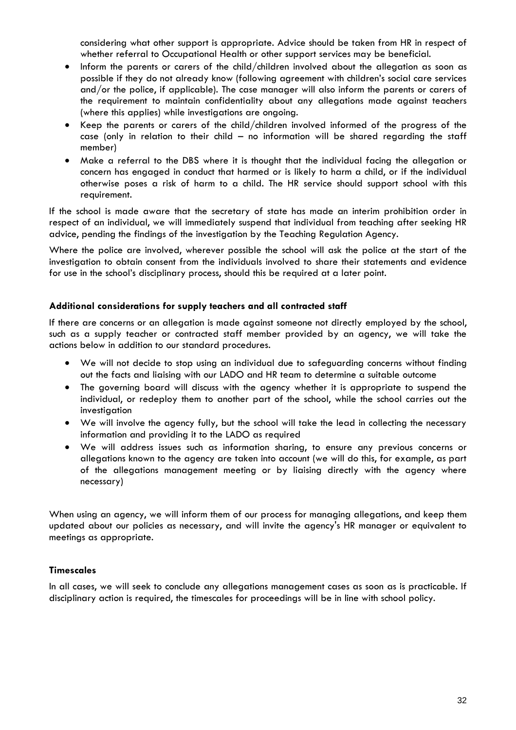considering what other support is appropriate. Advice should be taken from HR in respect of whether referral to Occupational Health or other support services may be beneficial.

- Inform the parents or carers of the child/children involved about the allegation as soon as possible if they do not already know (following agreement with children's social care services and/or the police, if applicable). The case manager will also inform the parents or carers of the requirement to maintain confidentiality about any allegations made against teachers (where this applies) while investigations are ongoing.
- Keep the parents or carers of the child/children involved informed of the progress of the case (only in relation to their child – no information will be shared regarding the staff member)
- Make a referral to the DBS where it is thought that the individual facing the allegation or concern has engaged in conduct that harmed or is likely to harm a child, or if the individual otherwise poses a risk of harm to a child. The HR service should support school with this requirement.

If the school is made aware that the secretary of state has made an interim prohibition order in respect of an individual, we will immediately suspend that individual from teaching after seeking HR advice, pending the findings of the investigation by the Teaching Regulation Agency.

Where the police are involved, wherever possible the school will ask the police at the start of the investigation to obtain consent from the individuals involved to share their statements and evidence for use in the school's disciplinary process, should this be required at a later point.

**Additional considerations for supply teachers and all contracted staff**

If there are concerns or an allegation is made against someone not directly employed by the school, such as a supply teacher or contracted staff member provided by an agency, we will take the actions below in addition to our standard procedures.

- We will not decide to stop using an individual due to safeguarding concerns without finding out the facts and liaising with our LADO and HR team to determine a suitable outcome
- The governing board will discuss with the agency whether it is appropriate to suspend the individual, or redeploy them to another part of the school, while the school carries out the investigation
- We will involve the agency fully, but the school will take the lead in collecting the necessary information and providing it to the LADO as required
- We will address issues such as information sharing, to ensure any previous concerns or allegations known to the agency are taken into account (we will do this, for example, as part of the allegations management meeting or by liaising directly with the agency where necessary)

When using an agency, we will inform them of our process for managing allegations, and keep them updated about our policies as necessary, and will invite the agency's HR manager or equivalent to meetings as appropriate.

**Timescales**

In all cases, we will seek to conclude any allegations management cases as soon as is practicable. If disciplinary action is required, the timescales for proceedings will be in line with school policy.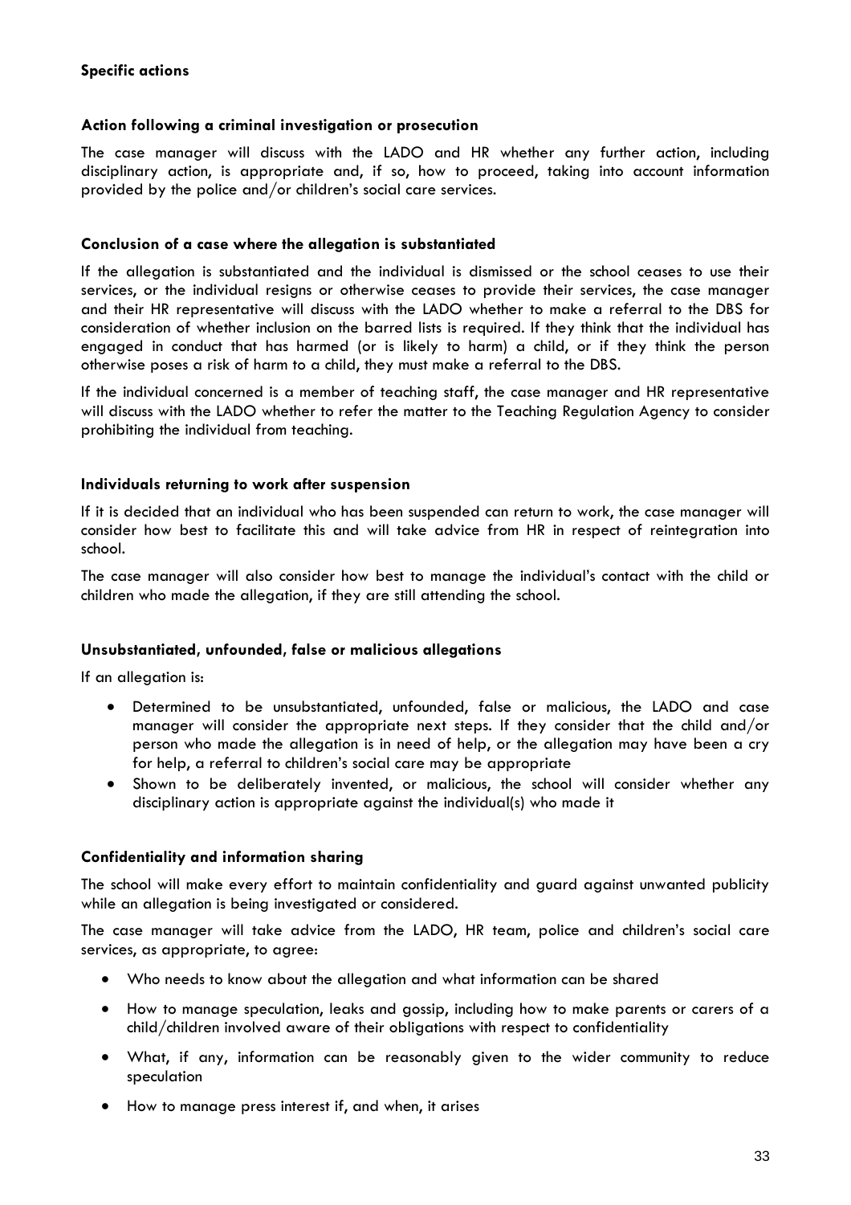**Specific actions**

**Action following a criminal investigation or prosecution**

The case manager will discuss with the LADO and HR whether any further action, including disciplinary action, is appropriate and, if so, how to proceed, taking into account information provided by the police and/or children's social care services.

**Conclusion of a case where the allegation is substantiated**

If the allegation is substantiated and the individual is dismissed or the school ceases to use their services, or the individual resigns or otherwise ceases to provide their services, the case manager and their HR representative will discuss with the LADO whether to make a referral to the DBS for consideration of whether inclusion on the barred lists is required. If they think that the individual has engaged in conduct that has harmed (or is likely to harm) a child, or if they think the person otherwise poses a risk of harm to a child, they must make a referral to the DBS.

If the individual concerned is a member of teaching staff, the case manager and HR representative will discuss with the LADO whether to refer the matter to the Teaching Regulation Agency to consider prohibiting the individual from teaching.

**Individuals returning to work after suspension**

If it is decided that an individual who has been suspended can return to work, the case manager will consider how best to facilitate this and will take advice from HR in respect of reintegration into school.

The case manager will also consider how best to manage the individual's contact with the child or children who made the allegation, if they are still attending the school.

**Unsubstantiated, unfounded, false or malicious allegations**

If an allegation is:

- Determined to be unsubstantiated, unfounded, false or malicious, the LADO and case manager will consider the appropriate next steps. If they consider that the child and/or person who made the allegation is in need of help, or the allegation may have been a cry for help, a referral to children's social care may be appropriate
- Shown to be deliberately invented, or malicious, the school will consider whether any disciplinary action is appropriate against the individual(s) who made it

**Confidentiality and information sharing**

The school will make every effort to maintain confidentiality and guard against unwanted publicity while an allegation is being investigated or considered.

The case manager will take advice from the LADO, HR team, police and children's social care services, as appropriate, to agree:

- Who needs to know about the allegation and what information can be shared
- How to manage speculation, leaks and gossip, including how to make parents or carers of a child/children involved aware of their obligations with respect to confidentiality
- What, if any, information can be reasonably given to the wider community to reduce speculation
- How to manage press interest if, and when, it arises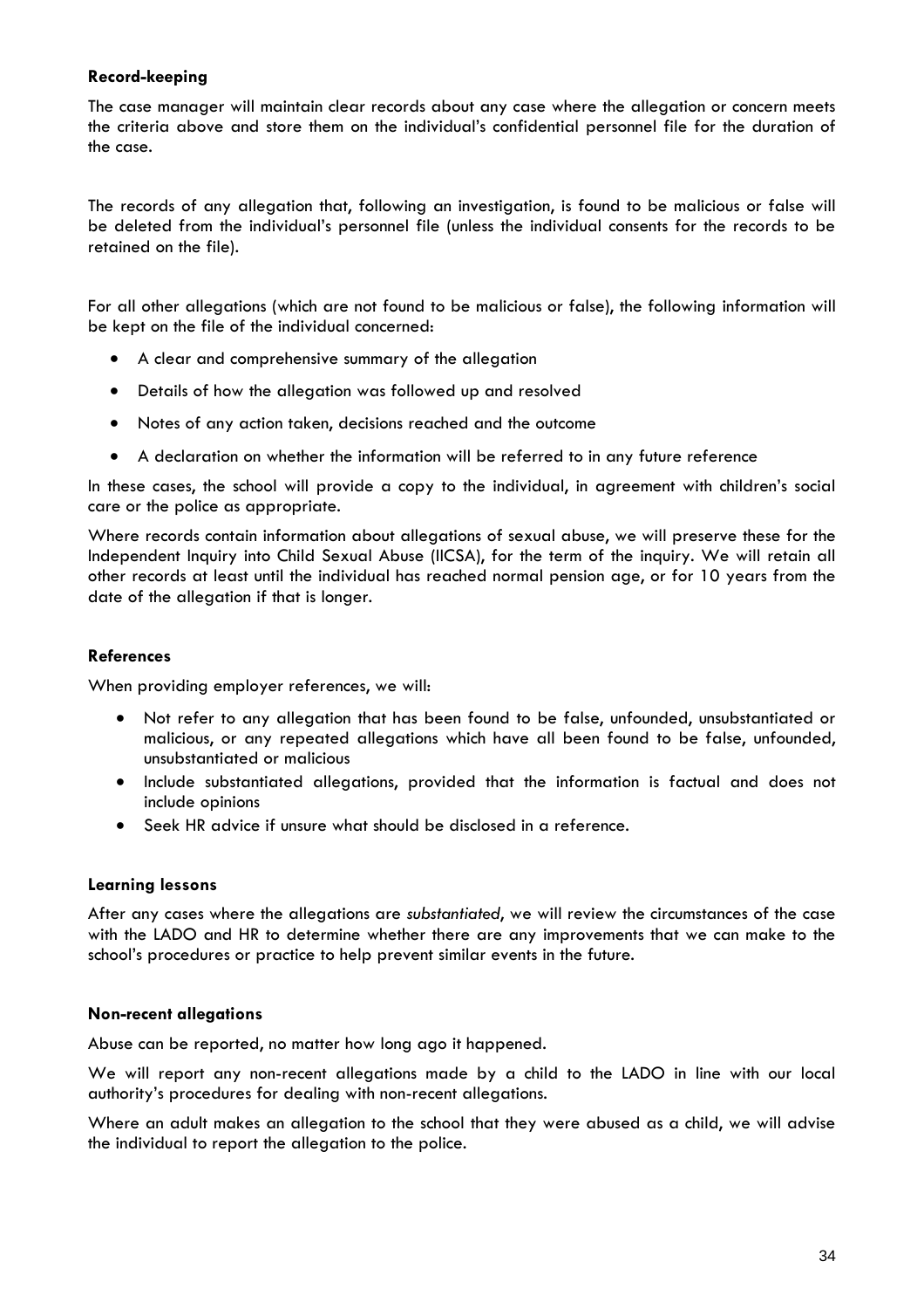**Record-keeping**

The case manager will maintain clear records about any case where the allegation or concern meets the criteria above and store them on the individual's confidential personnel file for the duration of the case.

The records of any allegation that, following an investigation, is found to be malicious or false will be deleted from the individual's personnel file (unless the individual consents for the records to be retained on the file).

For all other allegations (which are not found to be malicious or false), the following information will be kept on the file of the individual concerned:

- A clear and comprehensive summary of the allegation
- Details of how the allegation was followed up and resolved
- Notes of any action taken, decisions reached and the outcome
- A declaration on whether the information will be referred to in any future reference

In these cases, the school will provide a copy to the individual, in agreement with children's social care or the police as appropriate.

Where records contain information about allegations of sexual abuse, we will preserve these for the Independent Inquiry into Child Sexual Abuse (IICSA), for the term of the inquiry. We will retain all other records at least until the individual has reached normal pension age, or for 10 years from the date of the allegation if that is longer.

**References**

When providing employer references, we will:

- Not refer to any allegation that has been found to be false, unfounded, unsubstantiated or malicious, or any repeated allegations which have all been found to be false, unfounded, unsubstantiated or malicious
- Include substantiated allegations, provided that the information is factual and does not include opinions
- Seek HR advice if unsure what should be disclosed in a reference.

**Learning lessons**

After any cases where the allegations are *substantiated*, we will review the circumstances of the case with the LADO and HR to determine whether there are any improvements that we can make to the school's procedures or practice to help prevent similar events in the future.

**Non-recent allegations**

Abuse can be reported, no matter how long ago it happened.

We will report any non-recent allegations made by a child to the LADO in line with our local authority's procedures for dealing with non-recent allegations.

Where an adult makes an allegation to the school that they were abused as a child, we will advise the individual to report the allegation to the police.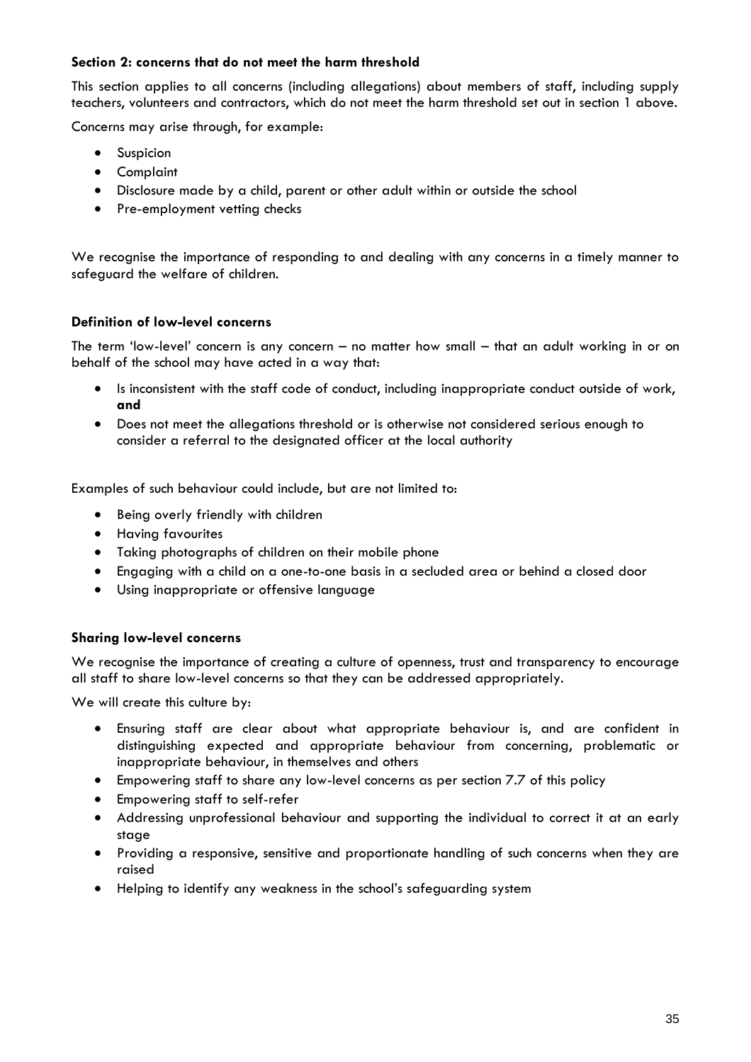### Section 2: concerns that do not meet the harm threshold

This section applies to all concerns (including allegations) about members of staff, including supply teachers, volunteers and contractors, which do not meet the harm threshold set out in section 1 above.

Concerns may arise through, for example:

- Suspicion
- Complaint
- Disclosure made by a child, parent or other adult within or outside the school
- Pre-employment vetting checks

We recognise the importance of responding to and dealing with any concerns in a timely manner to safeguard the welfare of children.

### Definition of low-level concerns

The term 'low-level' concern is any concern – no matter how small – that an adult working in or on behalf of the school may have acted in a way that:

- Is inconsistent with the staff code of conduct, including inappropriate conduct outside of work, **and**
- Does not meet the allegations threshold or is otherwise not considered serious enough to consider a referral to the designated officer at the local authority

Examples of such behaviour could include, but are not limited to:

- Being overly friendly with children
- Having favourites
- Taking photographs of children on their mobile phone
- Engaging with a child on a one-to-one basis in a secluded area or behind a closed door
- Using inappropriate or offensive language

### Sharing low-level concerns

We recognise the importance of creating a culture of openness, trust and transparency to encourage all staff to share low-level concerns so that they can be addressed appropriately.

We will create this culture by:

- Ensuring staff are clear about what appropriate behaviour is, and are confident in distinguishing expected and appropriate behaviour from concerning, problematic or inappropriate behaviour, in themselves and others
- Empowering staff to share any low-level concerns as per section 7.7 of this policy
- Empowering staff to self-refer
- Addressing unprofessional behaviour and supporting the individual to correct it at an early stage
- Providing a responsive, sensitive and proportionate handling of such concerns when they are raised
- Helping to identify any weakness in the school's safeguarding system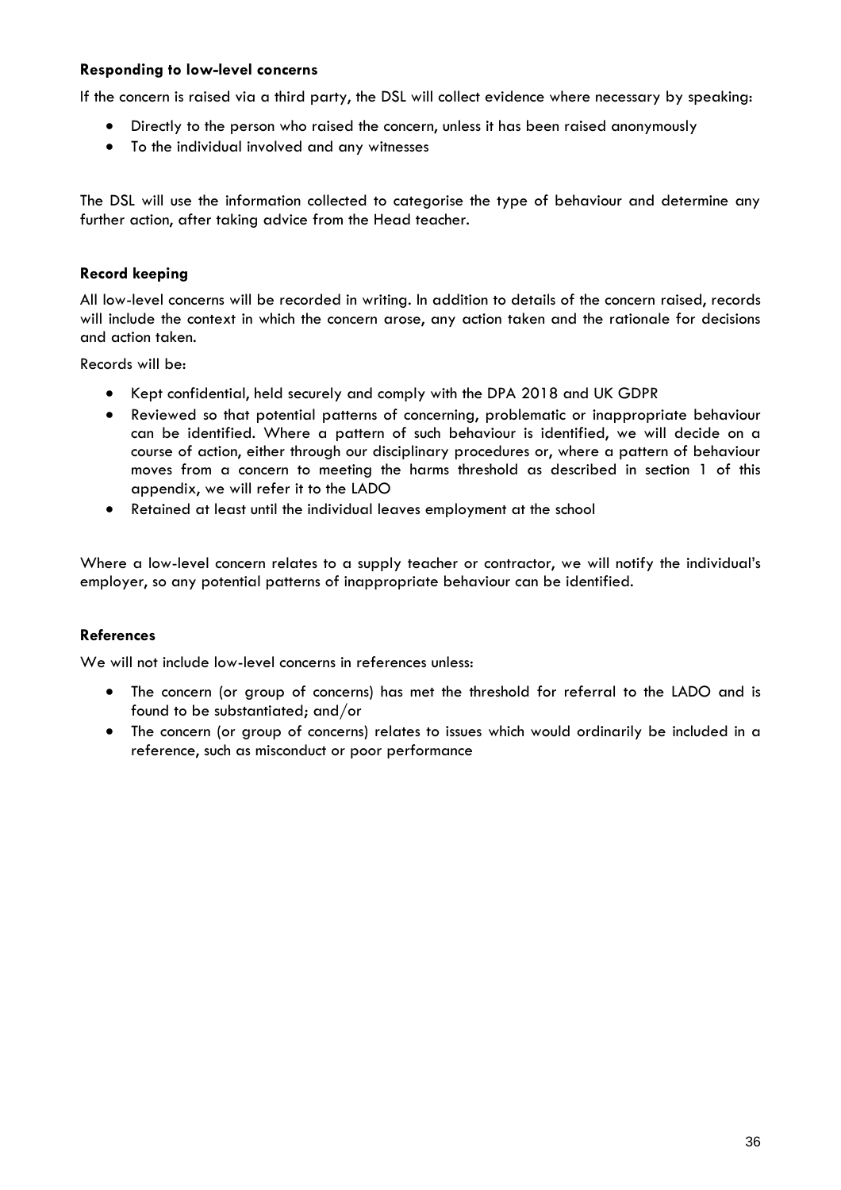### Responding to low-level concerns

If the concern is raised via a third party, the DSL will collect evidence where necessary by speaking:

- Directly to the person who raised the concern, unless it has been raised anonymously
- To the individual involved and any witnesses

The DSL will use the information collected to categorise the type of behaviour and determine any further action, after taking advice from the Head teacher.

### Record keeping

All low-level concerns will be recorded in writing. In addition to details of the concern raised, records will include the context in which the concern arose, any action taken and the rationale for decisions and action taken.

Records will be:

- Kept confidential, held securely and comply with the DPA 2018 and UK GDPR
- Reviewed so that potential patterns of concerning, problematic or inappropriate behaviour can be identified. Where a pattern of such behaviour is identified, we will decide on a course of action, either through our disciplinary procedures or, where a pattern of behaviour moves from a concern to meeting the harms threshold as described in section 1 of this appendix, we will refer it to the LADO
- Retained at least until the individual leaves employment at the school

Where a low-level concern relates to a supply teacher or contractor, we will notify the individual's employer, so any potential patterns of inappropriate behaviour can be identified.

### References

We will not include low-level concerns in references unless:

- The concern (or group of concerns) has met the threshold for referral to the LADO and is found to be substantiated; and/or
- The concern (or group of concerns) relates to issues which would ordinarily be included in a reference, such as misconduct or poor performance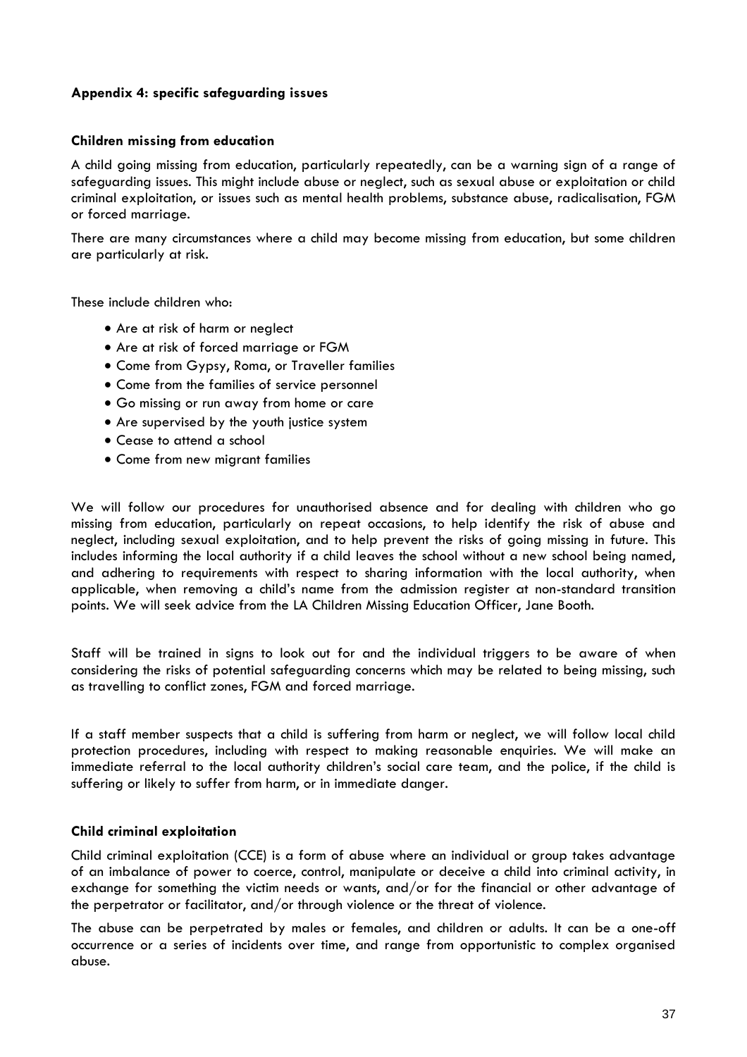### Appendix 4: specific safeguarding issues

#### Children missing from education

A child going missing from education, particularly repeatedly, can be a warning sign of a range of safeguarding issues. This might include abuse or neglect, such as sexual abuse or exploitation or child criminal exploitation, or issues such as mental health problems, substance abuse, radicalisation, FGM or forced marriage.

There are many circumstances where a child may become missing from education, but some children are particularly at risk.

These include children who:

- Are at risk of harm or neglect
- Are at risk of forced marriage or FGM
- Come from Gypsy, Roma, or Traveller families
- Come from the families of service personnel
- Go missing or run away from home or care
- Are supervised by the youth justice system
- Cease to attend a school
- Come from new migrant families

We will follow our procedures for unauthorised absence and for dealing with children who go missing from education, particularly on repeat occasions, to help identify the risk of abuse and neglect, including sexual exploitation, and to help prevent the risks of going missing in future. This includes informing the local authority if a child leaves the school without a new school being named, and adhering to requirements with respect to sharing information with the local authority, when applicable, when removing a child's name from the admission register at non-standard transition points. We will seek advice from the LA Children Missing Education Officer, Jane Booth.

Staff will be trained in signs to look out for and the individual triggers to be aware of when considering the risks of potential safeguarding concerns which may be related to being missing, such as travelling to conflict zones, FGM and forced marriage.

If a staff member suspects that a child is suffering from harm or neglect, we will follow local child protection procedures, including with respect to making reasonable enquiries. We will make an immediate referral to the local authority children's social care team, and the police, if the child is suffering or likely to suffer from harm, or in immediate danger.

#### Child criminal exploitation

Child criminal exploitation (CCE) is a form of abuse where an individual or group takes advantage of an imbalance of power to coerce, control, manipulate or deceive a child into criminal activity, in exchange for something the victim needs or wants, and/or for the financial or other advantage of the perpetrator or facilitator, and/or through violence or the threat of violence.

The abuse can be perpetrated by males or females, and children or adults. It can be a one-off occurrence or a series of incidents over time, and range from opportunistic to complex organised abuse.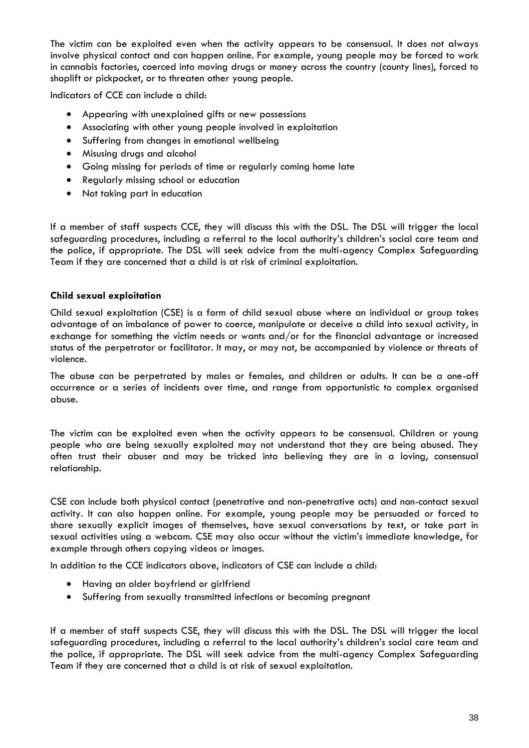The victim can be exploited even when the activity appears to be consensual. It does not always involve physical contact and can happen online. For example, young people may be forced to work in cannabis factories, coerced into moving drugs or money across the country (county lines), forced to shoplift or pickpocket, or to threaten other young people.

Indicators of CCE can include a child:

- Appearing with unexplained gifts or new possessions
- Associating with other young people involved in exploitation
- Suffering from changes in emotional wellbeing
- Misusing drugs and alcohol
- Going missing for periods of time or regularly coming home late
- Regularly missing school or education
- Not taking part in education

If a member of staff suspects CCE, they will discuss this with the DSL. The DSL will trigger the local safeguarding procedures, including a referral to the local authority's children's social care team and the police, if appropriate. The DSL will seek advice from the multi-agency Complex Safeguarding Team if they are concerned that a child is at risk of criminal exploitation.

**Child sexual exploitation**

Child sexual exploitation (CSE) is a form of child sexual abuse where an individual or group takes advantage of an imbalance of power to coerce, manipulate or deceive a child into sexual activity, in exchange for something the victim needs or wants and/or for the financial advantage or increased status of the perpetrator or facilitator. It may, or may not, be accompanied by violence or threats of violence.

The abuse can be perpetrated by males or females, and children or adults. It can be a one-off occurrence or a series of incidents over time, and range from opportunistic to complex organised abuse.

The victim can be exploited even when the activity appears to be consensual. Children or young people who are being sexually exploited may not understand that they are being abused. They often trust their abuser and may be tricked into believing they are in a loving, consensual relationship.

CSE can include both physical contact (penetrative and non-penetrative acts) and non-contact sexual activity. It can also happen online. For example, young people may be persuaded or forced to share sexually explicit images of themselves, have sexual conversations by text, or take part in sexual activities using a webcam. CSE may also occur without the victim's immediate knowledge, for example through others copying videos or images.

In addition to the CCE indicators above, indicators of CSE can include a child:

- Having an older boyfriend or girlfriend
- Suffering from sexually transmitted infections or becoming pregnant

If a member of staff suspects CSE, they will discuss this with the DSL. The DSL will trigger the local safeguarding procedures, including a referral to the local authority's children's social care team and the police, if appropriate. The DSL will seek advice from the multi-agency Complex Safeguarding Team if they are concerned that a child is at risk of sexual exploitation.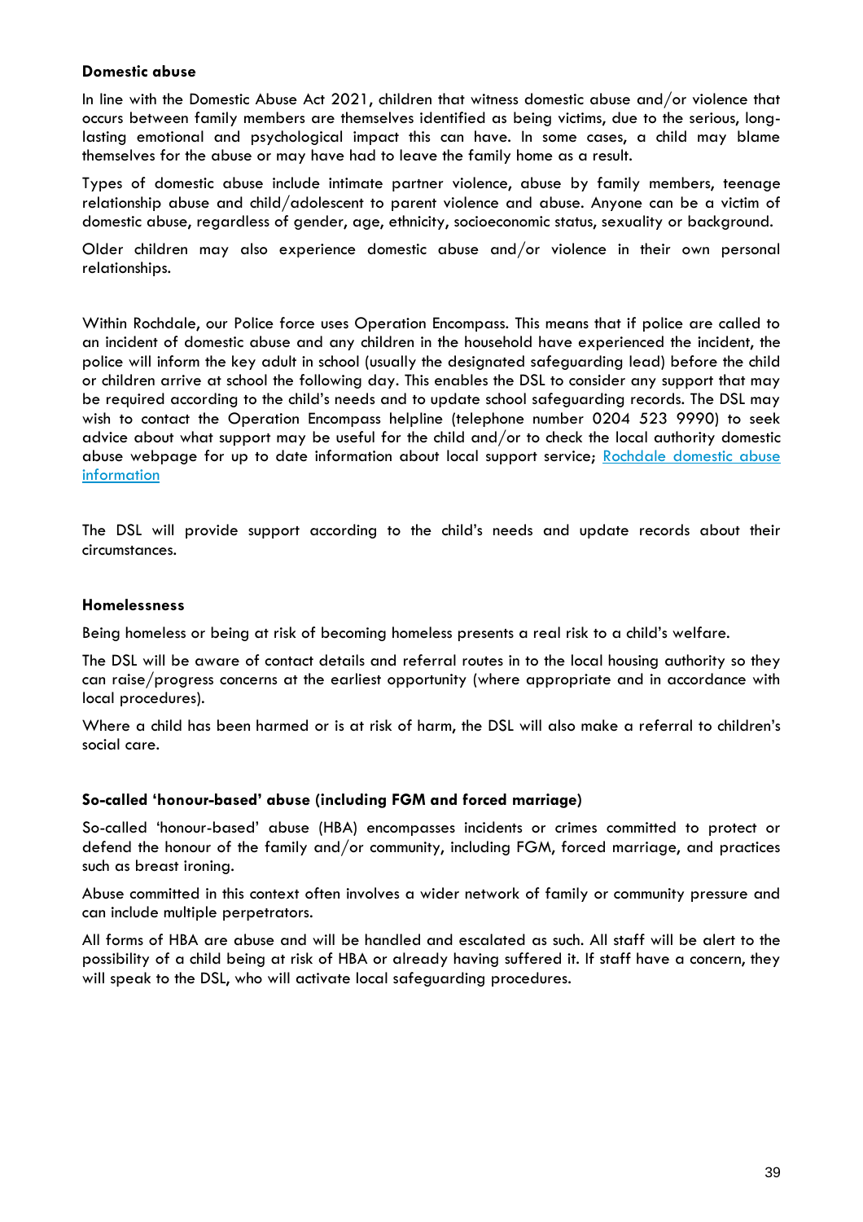**Domestic abuse**

In line with the Domestic Abuse Act 2021, children that witness domestic abuse and/or violence that occurs between family members are themselves identified as being victims, due to the serious, long-lasting emotional and psychological impact this can have. In some cases, a child may blame themselves for the abuse or may have had to leave the family home as a result.

Types of domestic abuse include intimate partner violence, abuse by family members, teenage relationship abuse and child/adolescent to parent violence and abuse. Anyone can be a victim of domestic abuse, regardless of gender, age, ethnicity, socioeconomic status, sexuality or background.

Older children may also experience domestic abuse and/or violence in their own personal relationships.

Within Rochdale, our Police force uses Operation Encompass. This means that if police are called to an incident of domestic abuse and any children in the household have experienced the incident, the police will inform the key adult in school (usually the designated safeguarding lead) before the child or children arrive at school the following day. This enables the DSL to consider any support that may be required according to the child's needs and to update school safeguarding records. The DSL may wish to contact the Operation Encompass helpline (telephone number 0204 523 9990) to seek advice about what support may be useful for the child and/or to check the local authority domestic abuse webpage for up to date information about local support service; [Rochdale domestic abuse information]

The DSL will provide support according to the child's needs and update records about their circumstances.

**Homelessness**

Being homeless or being at risk of becoming homeless presents a real risk to a child's welfare.

The DSL will be aware of contact details and referral routes in to the local housing authority so they can raise/progress concerns at the earliest opportunity (where appropriate and in accordance with local procedures).

Where a child has been harmed or is at risk of harm, the DSL will also make a referral to children's social care.

**So-called 'honour-based' abuse (including FGM and forced marriage)**

So-called 'honour-based' abuse (HBA) encompasses incidents or crimes committed to protect or defend the honour of the family and/or community, including FGM, forced marriage, and practices such as breast ironing.

Abuse committed in this context often involves a wider network of family or community pressure and can include multiple perpetrators.

All forms of HBA are abuse and will be handled and escalated as such. All staff will be alert to the possibility of a child being at risk of HBA or already having suffered it. If staff have a concern, they will speak to the DSL, who will activate local safeguarding procedures.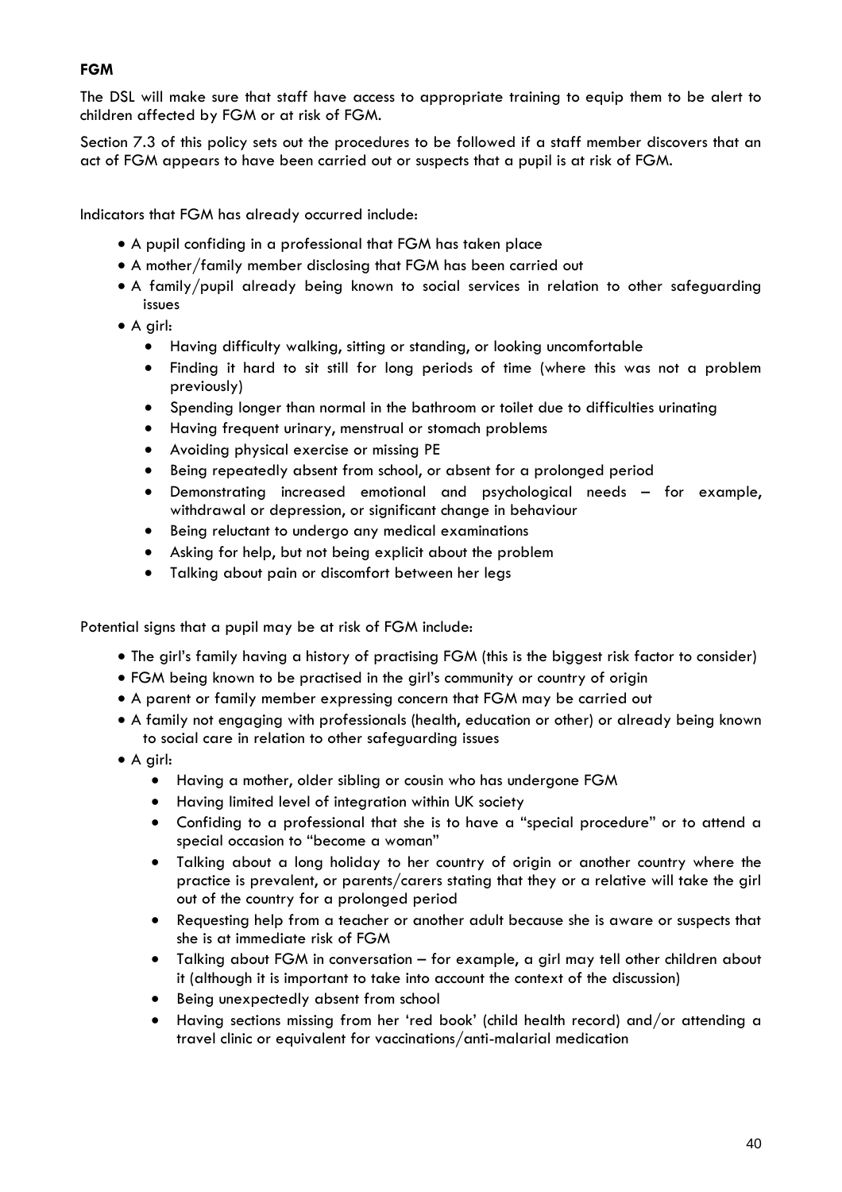**FGM**

The DSL will make sure that staff have access to appropriate training to equip them to be alert to children affected by FGM or at risk of FGM.

Section 7.3 of this policy sets out the procedures to be followed if a staff member discovers that an act of FGM appears to have been carried out or suspects that a pupil is at risk of FGM.

Indicators that FGM has already occurred include:

- A pupil confiding in a professional that FGM has taken place
- A mother/family member disclosing that FGM has been carried out
- A family/pupil already being known to social services in relation to other safeguarding issues
- A girl:
  - Having difficulty walking, sitting or standing, or looking uncomfortable
  - Finding it hard to sit still for long periods of time (where this was not a problem previously)
  - Spending longer than normal in the bathroom or toilet due to difficulties urinating
  - Having frequent urinary, menstrual or stomach problems
  - Avoiding physical exercise or missing PE
  - Being repeatedly absent from school, or absent for a prolonged period
  - Demonstrating increased emotional and psychological needs – for example, withdrawal or depression, or significant change in behaviour
  - Being reluctant to undergo any medical examinations
  - Asking for help, but not being explicit about the problem
  - Talking about pain or discomfort between her legs

Potential signs that a pupil may be at risk of FGM include:

- The girl's family having a history of practising FGM (this is the biggest risk factor to consider)
- FGM being known to be practised in the girl's community or country of origin
- A parent or family member expressing concern that FGM may be carried out
- A family not engaging with professionals (health, education or other) or already being known to social care in relation to other safeguarding issues
- A girl:
  - Having a mother, older sibling or cousin who has undergone FGM
  - Having limited level of integration within UK society
  - Confiding to a professional that she is to have a "special procedure" or to attend a special occasion to "become a woman"
  - Talking about a long holiday to her country of origin or another country where the practice is prevalent, or parents/carers stating that they or a relative will take the girl out of the country for a prolonged period
  - Requesting help from a teacher or another adult because she is aware or suspects that she is at immediate risk of FGM
  - Talking about FGM in conversation – for example, a girl may tell other children about it (although it is important to take into account the context of the discussion)
  - Being unexpectedly absent from school
  - Having sections missing from her 'red book' (child health record) and/or attending a travel clinic or equivalent for vaccinations/anti-malarial medication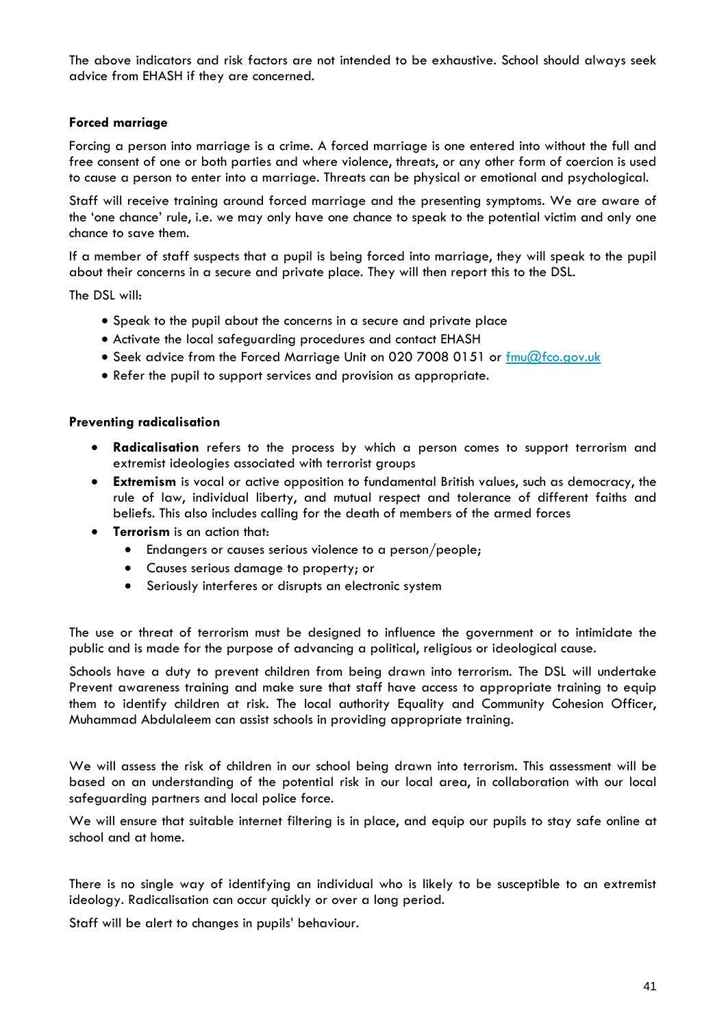The above indicators and risk factors are not intended to be exhaustive. School should always seek advice from EHASH if they are concerned.

**Forced marriage**

Forcing a person into marriage is a crime. A forced marriage is one entered into without the full and free consent of one or both parties and where violence, threats, or any other form of coercion is used to cause a person to enter into a marriage. Threats can be physical or emotional and psychological.

Staff will receive training around forced marriage and the presenting symptoms. We are aware of the 'one chance' rule, i.e. we may only have one chance to speak to the potential victim and only one chance to save them.

If a member of staff suspects that a pupil is being forced into marriage, they will speak to the pupil about their concerns in a secure and private place. They will then report this to the DSL.

The DSL will:

- Speak to the pupil about the concerns in a secure and private place
- Activate the local safeguarding procedures and contact EHASH
- Seek advice from the Forced Marriage Unit on 020 7008 0151 or [fmu@fco.gov.uk](mailto:fmu@fco.gov.uk)
- Refer the pupil to support services and provision as appropriate.

**Preventing radicalisation**

- **Radicalisation** refers to the process by which a person comes to support terrorism and extremist ideologies associated with terrorist groups
- **Extremism** is vocal or active opposition to fundamental British values, such as democracy, the rule of law, individual liberty, and mutual respect and tolerance of different faiths and beliefs. This also includes calling for the death of members of the armed forces
- **Terrorism** is an action that:
  - Endangers or causes serious violence to a person/people;
  - Causes serious damage to property; or
  - Seriously interferes or disrupts an electronic system

The use or threat of terrorism must be designed to influence the government or to intimidate the public and is made for the purpose of advancing a political, religious or ideological cause.

Schools have a duty to prevent children from being drawn into terrorism. The DSL will undertake Prevent awareness training and make sure that staff have access to appropriate training to equip them to identify children at risk. The local authority Equality and Community Cohesion Officer, Muhammad Abdulaleem can assist schools in providing appropriate training.

We will assess the risk of children in our school being drawn into terrorism. This assessment will be based on an understanding of the potential risk in our local area, in collaboration with our local safeguarding partners and local police force.

We will ensure that suitable internet filtering is in place, and equip our pupils to stay safe online at school and at home.

There is no single way of identifying an individual who is likely to be susceptible to an extremist ideology. Radicalisation can occur quickly or over a long period.

Staff will be alert to changes in pupils' behaviour.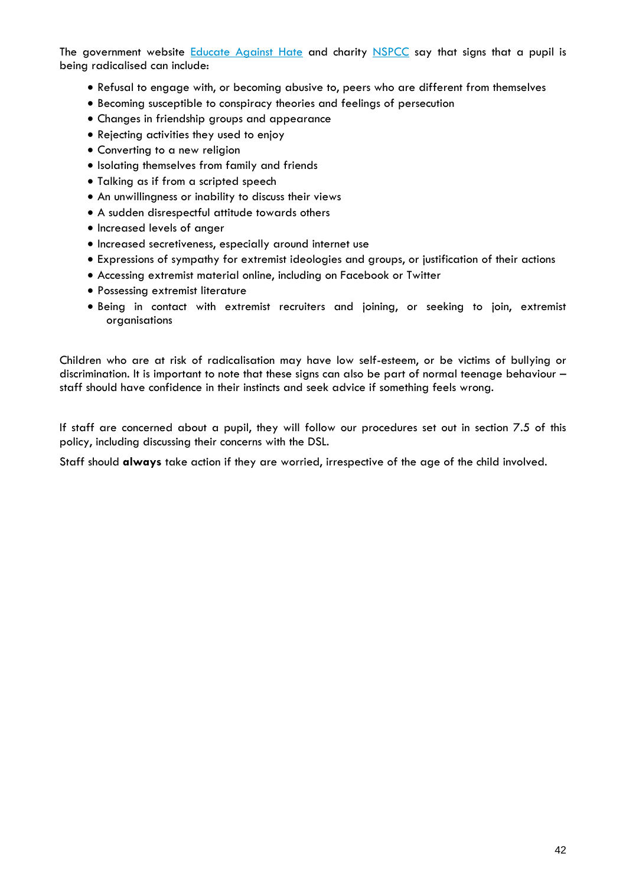The government website [Educate Against Hate](#) and charity [NSPCC](#) say that signs that a pupil is being radicalised can include:

- Refusal to engage with, or becoming abusive to, peers who are different from themselves
- Becoming susceptible to conspiracy theories and feelings of persecution
- Changes in friendship groups and appearance
- Rejecting activities they used to enjoy
- Converting to a new religion
- Isolating themselves from family and friends
- Talking as if from a scripted speech
- An unwillingness or inability to discuss their views
- A sudden disrespectful attitude towards others
- Increased levels of anger
- Increased secretiveness, especially around internet use
- Expressions of sympathy for extremist ideologies and groups, or justification of their actions
- Accessing extremist material online, including on Facebook or Twitter
- Possessing extremist literature
- Being in contact with extremist recruiters and joining, or seeking to join, extremist organisations

Children who are at risk of radicalisation may have low self-esteem, or be victims of bullying or discrimination. It is important to note that these signs can also be part of normal teenage behaviour – staff should have confidence in their instincts and seek advice if something feels wrong.

If staff are concerned about a pupil, they will follow our procedures set out in section 7.5 of this policy, including discussing their concerns with the DSL.

Staff should **always** take action if they are worried, irrespective of the age of the child involved.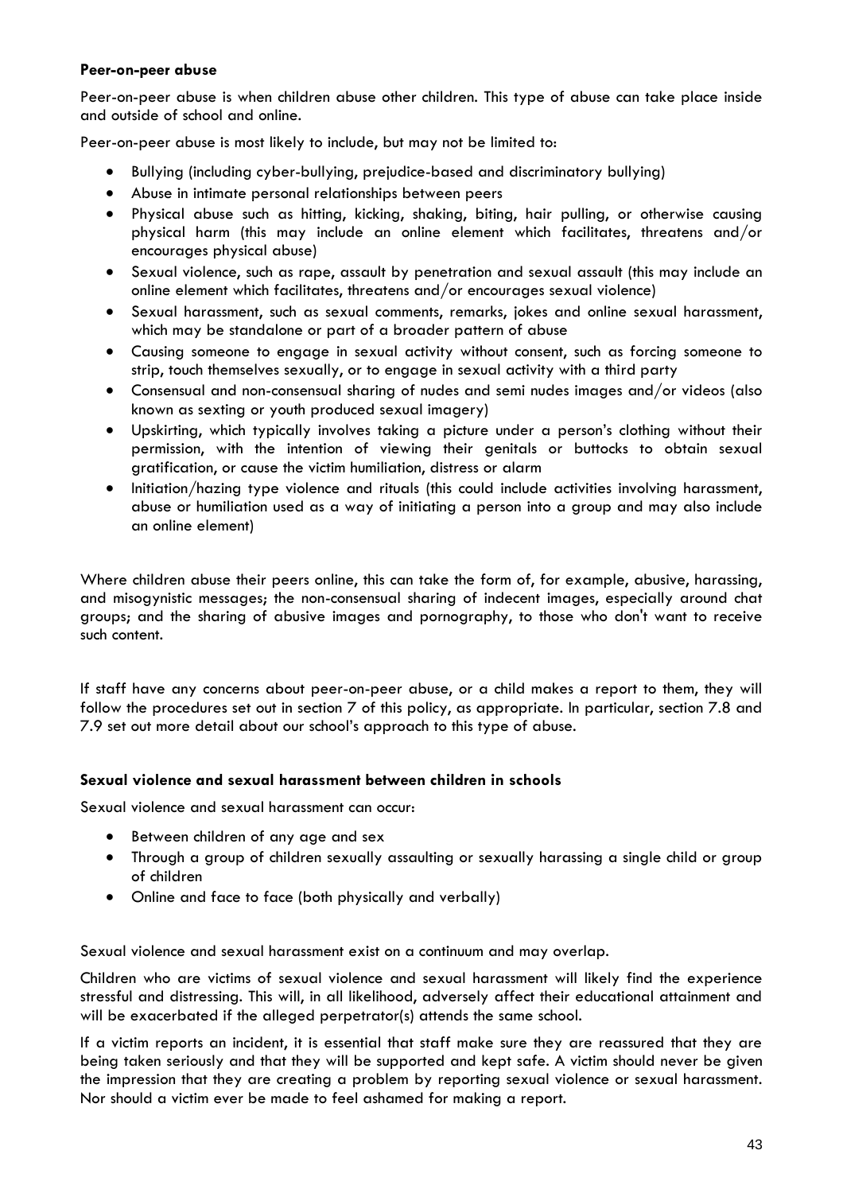**Peer-on-peer abuse**

Peer-on-peer abuse is when children abuse other children. This type of abuse can take place inside and outside of school and online.

Peer-on-peer abuse is most likely to include, but may not be limited to:

- Bullying (including cyber-bullying, prejudice-based and discriminatory bullying)
- Abuse in intimate personal relationships between peers
- Physical abuse such as hitting, kicking, shaking, biting, hair pulling, or otherwise causing physical harm (this may include an online element which facilitates, threatens and/or encourages physical abuse)
- Sexual violence, such as rape, assault by penetration and sexual assault (this may include an online element which facilitates, threatens and/or encourages sexual violence)
- Sexual harassment, such as sexual comments, remarks, jokes and online sexual harassment, which may be standalone or part of a broader pattern of abuse
- Causing someone to engage in sexual activity without consent, such as forcing someone to strip, touch themselves sexually, or to engage in sexual activity with a third party
- Consensual and non-consensual sharing of nudes and semi nudes images and/or videos (also known as sexting or youth produced sexual imagery)
- Upskirting, which typically involves taking a picture under a person's clothing without their permission, with the intention of viewing their genitals or buttocks to obtain sexual gratification, or cause the victim humiliation, distress or alarm
- Initiation/hazing type violence and rituals (this could include activities involving harassment, abuse or humiliation used as a way of initiating a person into a group and may also include an online element)

Where children abuse their peers online, this can take the form of, for example, abusive, harassing, and misogynistic messages; the non-consensual sharing of indecent images, especially around chat groups; and the sharing of abusive images and pornography, to those who don't want to receive such content.

If staff have any concerns about peer-on-peer abuse, or a child makes a report to them, they will follow the procedures set out in section 7 of this policy, as appropriate. In particular, section 7.8 and 7.9 set out more detail about our school's approach to this type of abuse.

**Sexual violence and sexual harassment between children in schools**

Sexual violence and sexual harassment can occur:

- Between children of any age and sex
- Through a group of children sexually assaulting or sexually harassing a single child or group of children
- Online and face to face (both physically and verbally)

Sexual violence and sexual harassment exist on a continuum and may overlap.

Children who are victims of sexual violence and sexual harassment will likely find the experience stressful and distressing. This will, in all likelihood, adversely affect their educational attainment and will be exacerbated if the alleged perpetrator(s) attends the same school.

If a victim reports an incident, it is essential that staff make sure they are reassured that they are being taken seriously and that they will be supported and kept safe. A victim should never be given the impression that they are creating a problem by reporting sexual violence or sexual harassment. Nor should a victim ever be made to feel ashamed for making a report.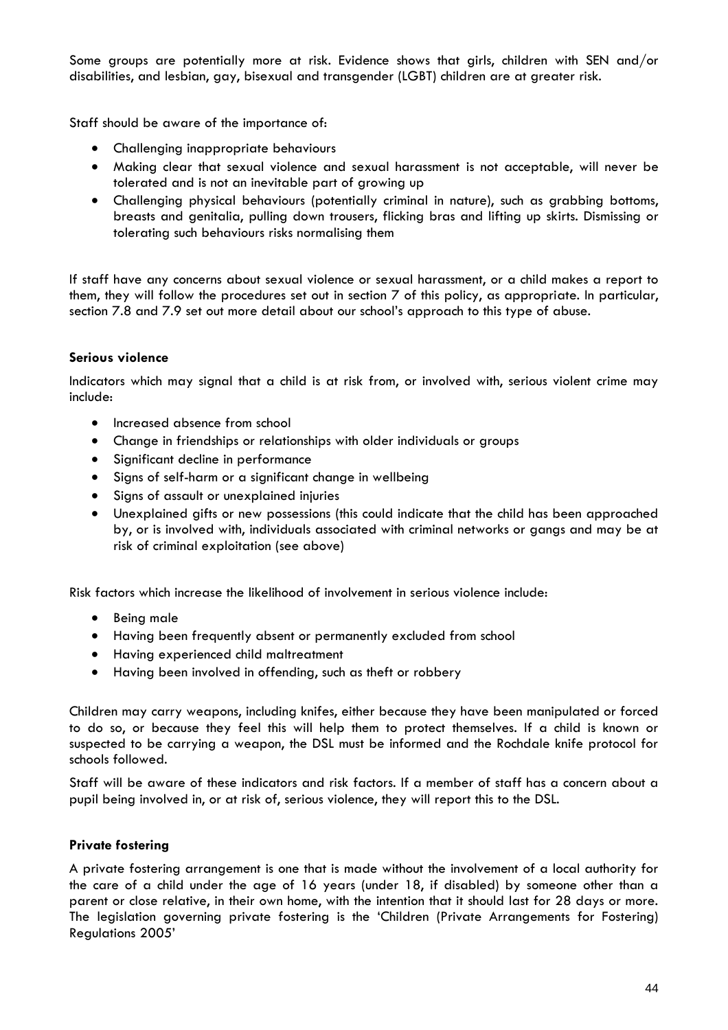Some groups are potentially more at risk. Evidence shows that girls, children with SEN and/or disabilities, and lesbian, gay, bisexual and transgender (LGBT) children are at greater risk.

Staff should be aware of the importance of:

- Challenging inappropriate behaviours
- Making clear that sexual violence and sexual harassment is not acceptable, will never be tolerated and is not an inevitable part of growing up
- Challenging physical behaviours (potentially criminal in nature), such as grabbing bottoms, breasts and genitalia, pulling down trousers, flicking bras and lifting up skirts. Dismissing or tolerating such behaviours risks normalising them

If staff have any concerns about sexual violence or sexual harassment, or a child makes a report to them, they will follow the procedures set out in section 7 of this policy, as appropriate. In particular, section 7.8 and 7.9 set out more detail about our school's approach to this type of abuse.

**Serious violence**

Indicators which may signal that a child is at risk from, or involved with, serious violent crime may include:

- Increased absence from school
- Change in friendships or relationships with older individuals or groups
- Significant decline in performance
- Signs of self-harm or a significant change in wellbeing
- Signs of assault or unexplained injuries
- Unexplained gifts or new possessions (this could indicate that the child has been approached by, or is involved with, individuals associated with criminal networks or gangs and may be at risk of criminal exploitation (see above)

Risk factors which increase the likelihood of involvement in serious violence include:

- Being male
- Having been frequently absent or permanently excluded from school
- Having experienced child maltreatment
- Having been involved in offending, such as theft or robbery

Children may carry weapons, including knifes, either because they have been manipulated or forced to do so, or because they feel this will help them to protect themselves. If a child is known or suspected to be carrying a weapon, the DSL must be informed and the Rochdale knife protocol for schools followed.

Staff will be aware of these indicators and risk factors. If a member of staff has a concern about a pupil being involved in, or at risk of, serious violence, they will report this to the DSL.

**Private fostering**

A private fostering arrangement is one that is made without the involvement of a local authority for the care of a child under the age of 16 years (under 18, if disabled) by someone other than a parent or close relative, in their own home, with the intention that it should last for 28 days or more. The legislation governing private fostering is the 'Children (Private Arrangements for Fostering) Regulations 2005'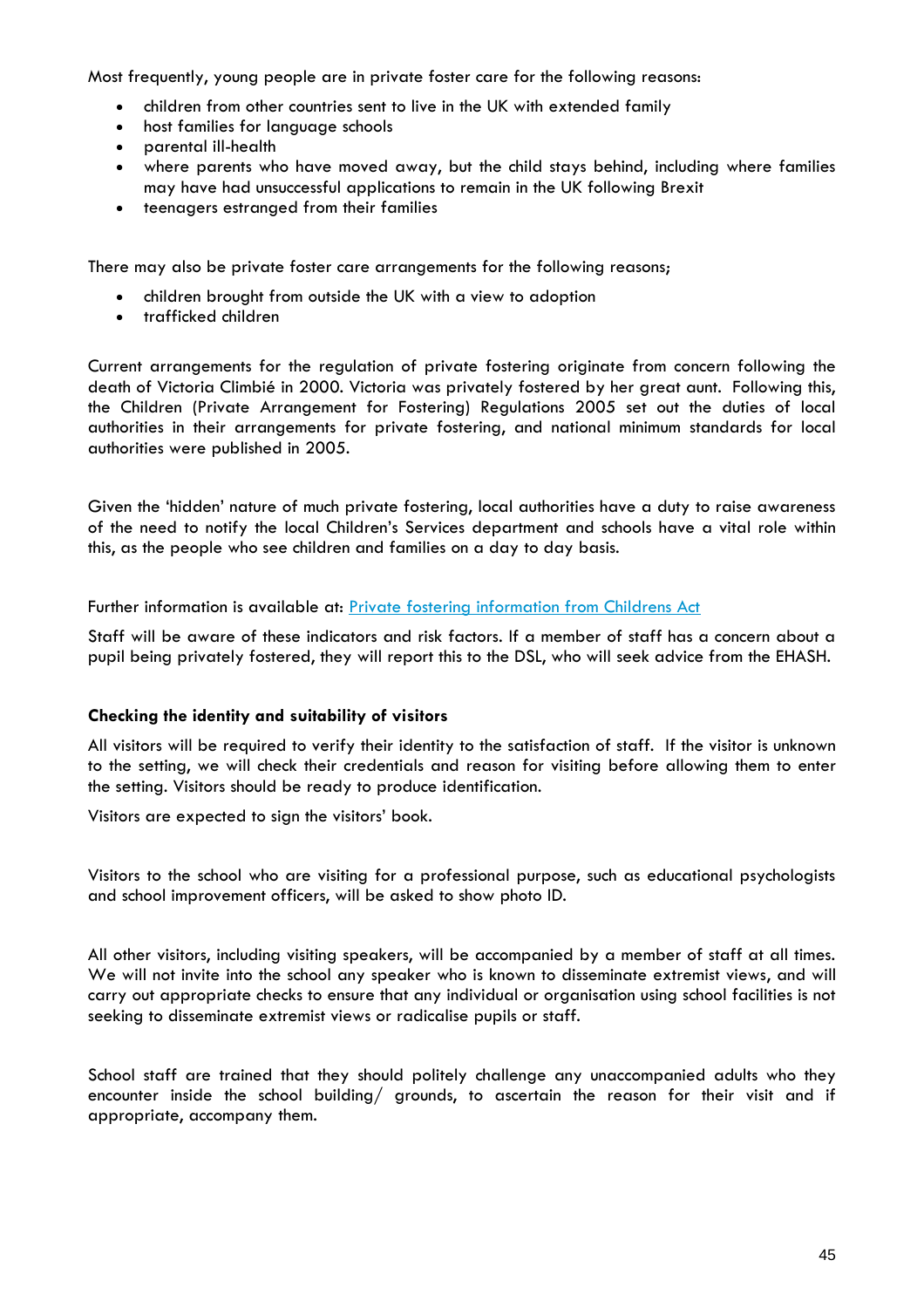Most frequently, young people are in private foster care for the following reasons:

- children from other countries sent to live in the UK with extended family
- host families for language schools
- parental ill-health
- where parents who have moved away, but the child stays behind, including where families may have had unsuccessful applications to remain in the UK following Brexit
- teenagers estranged from their families

There may also be private foster care arrangements for the following reasons;

- children brought from outside the UK with a view to adoption
- trafficked children

Current arrangements for the regulation of private fostering originate from concern following the death of Victoria Climbié in 2000. Victoria was privately fostered by her great aunt. Following this, the Children (Private Arrangement for Fostering) Regulations 2005 set out the duties of local authorities in their arrangements for private fostering, and national minimum standards for local authorities were published in 2005.

Given the 'hidden' nature of much private fostering, local authorities have a duty to raise awareness of the need to notify the local Children's Services department and schools have a vital role within this, as the people who see children and families on a day to day basis.

Further information is available at: [Private fostering information from Childrens Act]

Staff will be aware of these indicators and risk factors. If a member of staff has a concern about a pupil being privately fostered, they will report this to the DSL, who will seek advice from the EHASH.

### Checking the identity and suitability of visitors

All visitors will be required to verify their identity to the satisfaction of staff. If the visitor is unknown to the setting, we will check their credentials and reason for visiting before allowing them to enter the setting. Visitors should be ready to produce identification.

Visitors are expected to sign the visitors' book.

Visitors to the school who are visiting for a professional purpose, such as educational psychologists and school improvement officers, will be asked to show photo ID.

All other visitors, including visiting speakers, will be accompanied by a member of staff at all times. We will not invite into the school any speaker who is known to disseminate extremist views, and will carry out appropriate checks to ensure that any individual or organisation using school facilities is not seeking to disseminate extremist views or radicalise pupils or staff.

School staff are trained that they should politely challenge any unaccompanied adults who they encounter inside the school building/ grounds, to ascertain the reason for their visit and if appropriate, accompany them.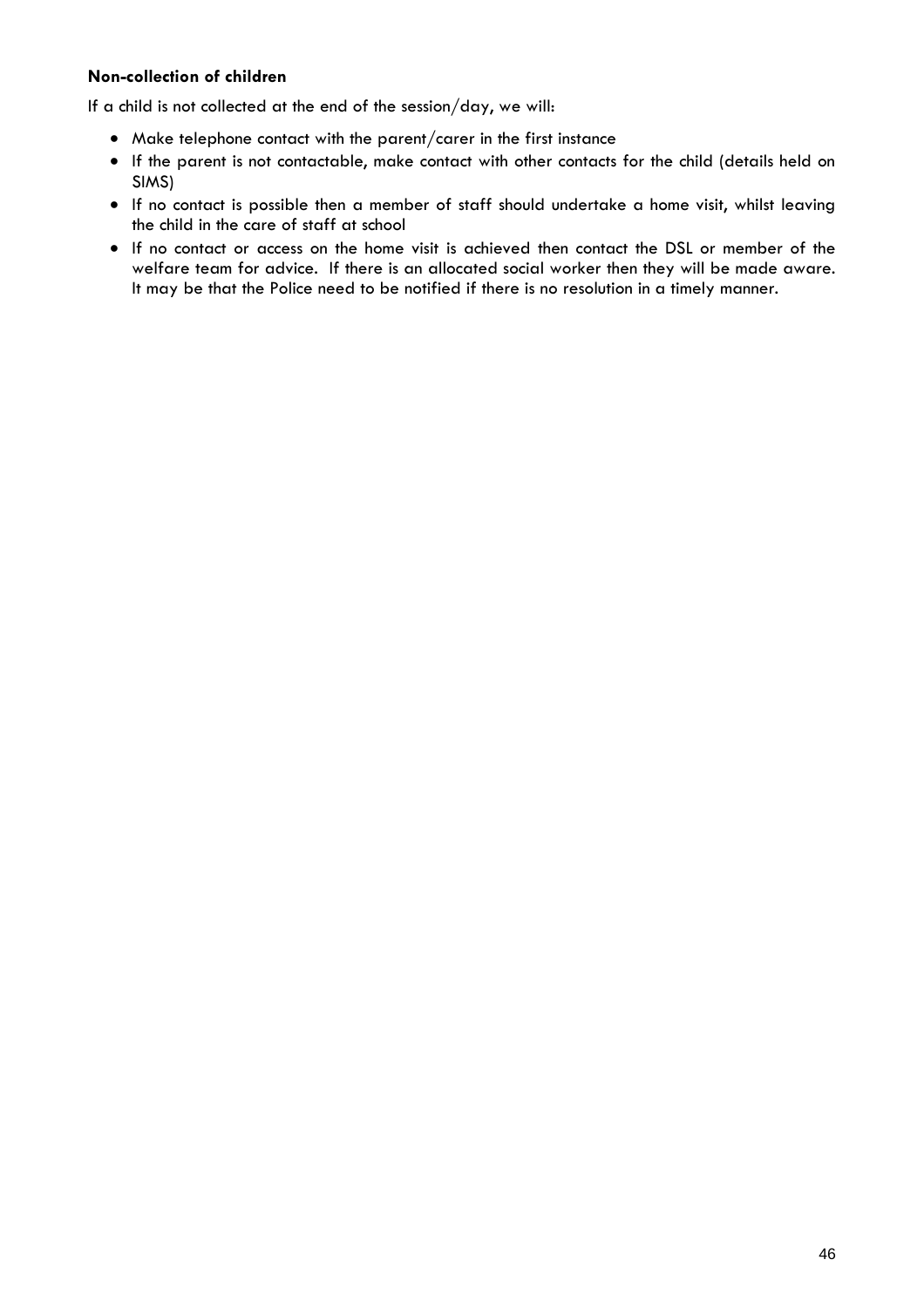**Non-collection of children**

If a child is not collected at the end of the session/day, we will:

- Make telephone contact with the parent/carer in the first instance
- If the parent is not contactable, make contact with other contacts for the child (details held on SIMS)
- If no contact is possible then a member of staff should undertake a home visit, whilst leaving the child in the care of staff at school
- If no contact or access on the home visit is achieved then contact the DSL or member of the welfare team for advice. If there is an allocated social worker then they will be made aware. It may be that the Police need to be notified if there is no resolution in a timely manner.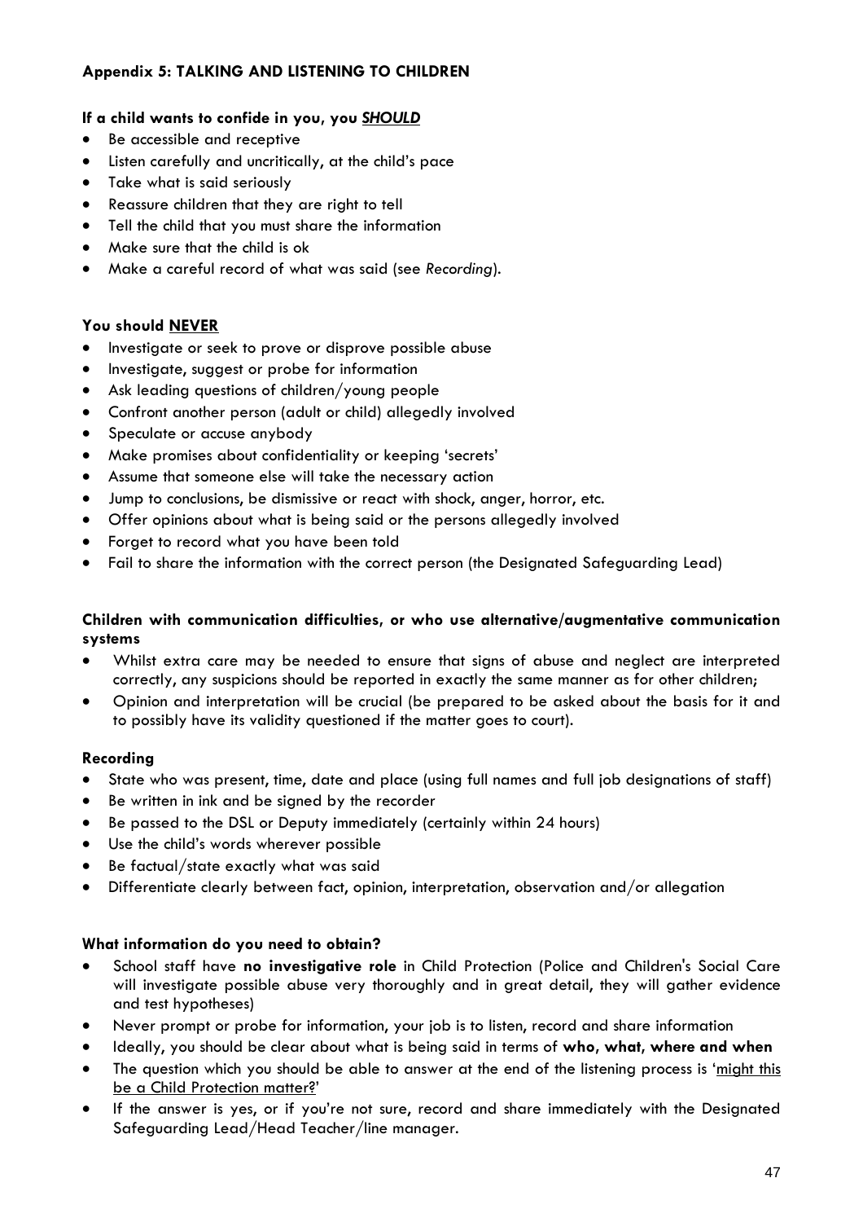## Appendix 5: TALKING AND LISTENING TO CHILDREN

**If a child wants to confide in you, you *SHOULD***

- Be accessible and receptive
- Listen carefully and uncritically, at the child's pace
- Take what is said seriously
- Reassure children that they are right to tell
- Tell the child that you must share the information
- Make sure that the child is ok
- Make a careful record of what was said (see *Recording*).

**You should NEVER**

- Investigate or seek to prove or disprove possible abuse
- Investigate, suggest or probe for information
- Ask leading questions of children/young people
- Confront another person (adult or child) allegedly involved
- Speculate or accuse anybody
- Make promises about confidentiality or keeping 'secrets'
- Assume that someone else will take the necessary action
- Jump to conclusions, be dismissive or react with shock, anger, horror, etc.
- Offer opinions about what is being said or the persons allegedly involved
- Forget to record what you have been told
- Fail to share the information with the correct person (the Designated Safeguarding Lead)

**Children with communication difficulties, or who use alternative/augmentative communication systems**

- Whilst extra care may be needed to ensure that signs of abuse and neglect are interpreted correctly, any suspicions should be reported in exactly the same manner as for other children;
- Opinion and interpretation will be crucial (be prepared to be asked about the basis for it and to possibly have its validity questioned if the matter goes to court).

**Recording**

- State who was present, time, date and place (using full names and full job designations of staff)
- Be written in ink and be signed by the recorder
- Be passed to the DSL or Deputy immediately (certainly within 24 hours)
- Use the child's words wherever possible
- Be factual/state exactly what was said
- Differentiate clearly between fact, opinion, interpretation, observation and/or allegation

**What information do you need to obtain?**

- School staff have **no investigative role** in Child Protection (Police and Children's Social Care will investigate possible abuse very thoroughly and in great detail, they will gather evidence and test hypotheses)
- Never prompt or probe for information, your job is to listen, record and share information
- Ideally, you should be clear about what is being said in terms of **who, what, where and when**
- The question which you should be able to answer at the end of the listening process is 'might this be a Child Protection matter?'
- If the answer is yes, or if you're not sure, record and share immediately with the Designated Safeguarding Lead/Head Teacher/line manager.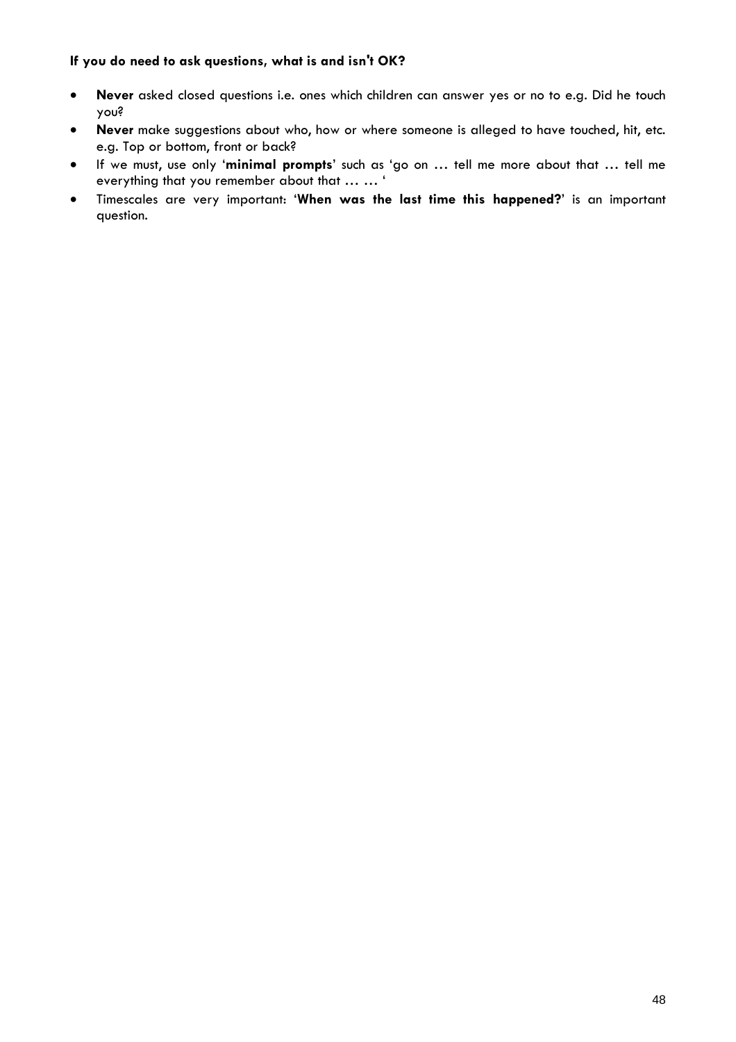**If you do need to ask questions, what is and isn't OK?**

- **Never** asked closed questions i.e. ones which children can answer yes or no to e.g. Did he touch you?
- **Never** make suggestions about who, how or where someone is alleged to have touched, hit, etc. e.g. Top or bottom, front or back?
- If we must, use only '**minimal prompts**' such as 'go on … tell me more about that … tell me everything that you remember about that … … '
- Timescales are very important: '**When was the last time this happened?**' is an important question.